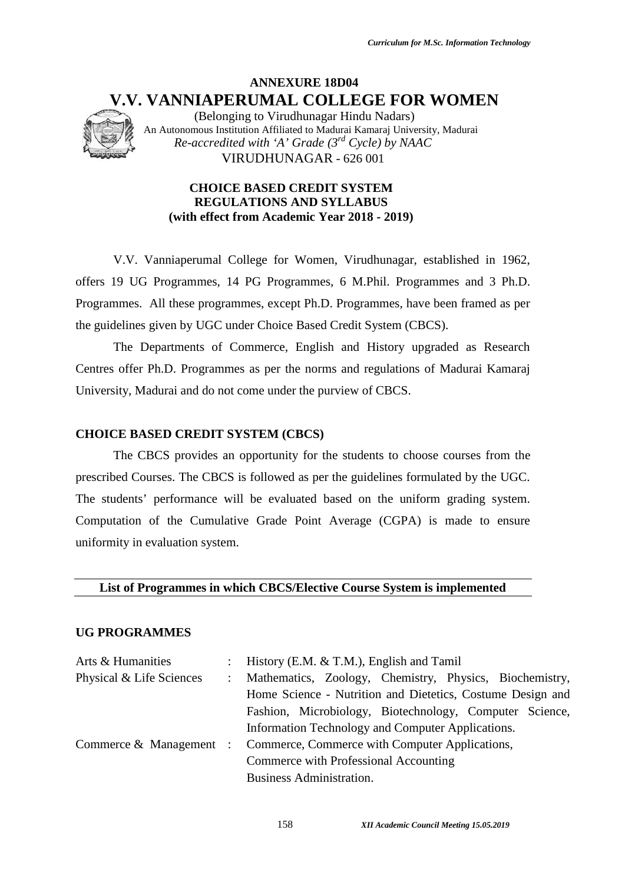# ANNEXURE 18D04

# V.V. VANNIAPERUMAL COLLEGE FOR WOMEN

(Belonging to Virudhunagar Hindu Nadars)
An Autonomous Institution Affiliated to Madurai Kamaraj University, Madurai
*Re-accredited with 'A' Grade (3rd Cycle) by NAAC*
VIRUDHUNAGAR - 626 001

**CHOICE BASED CREDIT SYSTEM**
**REGULATIONS AND SYLLABUS**
**(with effect from Academic Year 2018 - 2019)**

V.V. Vanniaperumal College for Women, Virudhunagar, established in 1962, offers 19 UG Programmes, 14 PG Programmes, 6 M.Phil. Programmes and 3 Ph.D. Programmes. All these programmes, except Ph.D. Programmes, have been framed as per the guidelines given by UGC under Choice Based Credit System (CBCS).

The Departments of Commerce, English and History upgraded as Research Centres offer Ph.D. Programmes as per the norms and regulations of Madurai Kamaraj University, Madurai and do not come under the purview of CBCS.

## CHOICE BASED CREDIT SYSTEM (CBCS)

The CBCS provides an opportunity for the students to choose courses from the prescribed Courses. The CBCS is followed as per the guidelines formulated by the UGC. The students' performance will be evaluated based on the uniform grading system. Computation of the Cumulative Grade Point Average (CGPA) is made to ensure uniformity in evaluation system.

**List of Programmes in which CBCS/Elective Course System is implemented**

## UG PROGRAMMES

| | | |
|---|---|---|
| Arts & Humanities | : | History (E.M. & T.M.), English and Tamil |
| Physical & Life Sciences | : | Mathematics, Zoology, Chemistry, Physics, Biochemistry, Home Science - Nutrition and Dietetics, Costume Design and Fashion, Microbiology, Biotechnology, Computer Science, Information Technology and Computer Applications. |
| Commerce & Management | : | Commerce, Commerce with Computer Applications, Commerce with Professional Accounting Business Administration. |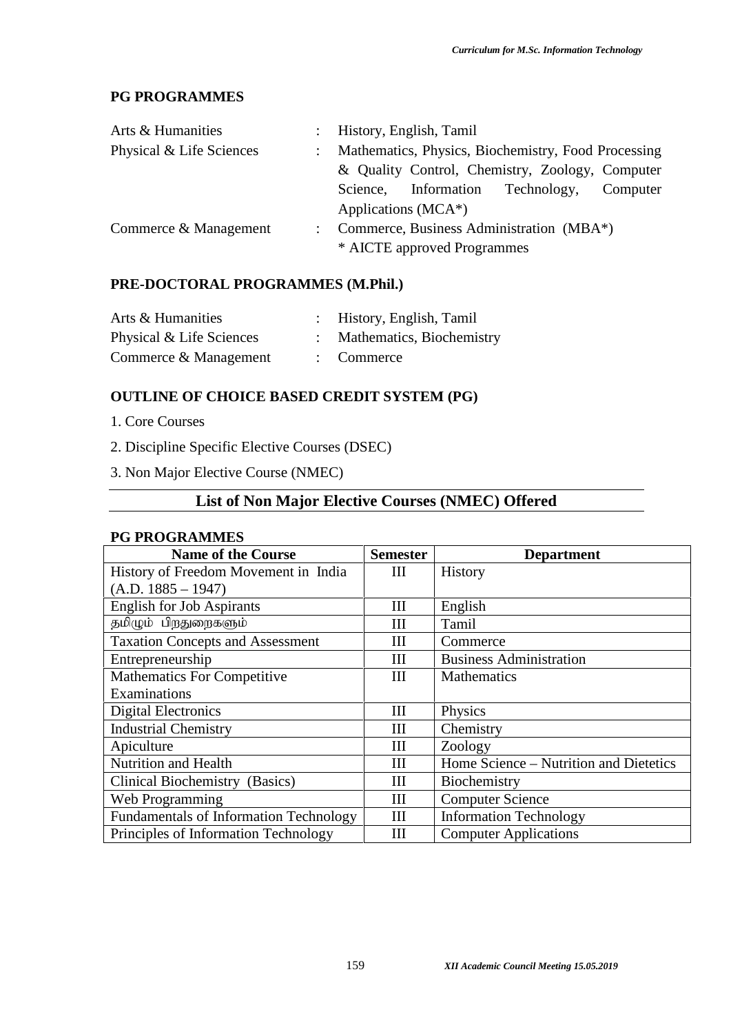## PG PROGRAMMES

| | | |
|---|---|---|
| Arts & Humanities | : | History, English, Tamil |
| Physical & Life Sciences | : | Mathematics, Physics, Biochemistry, Food Processing & Quality Control, Chemistry, Zoology, Computer Science, Information Technology, Computer Applications (MCA*) |
| Commerce & Management | : | Commerce, Business Administration (MBA*) |

* AICTE approved Programmes

## PRE-DOCTORAL PROGRAMMES (M.Phil.)

| | | |
|---|---|---|
| Arts & Humanities | : | History, English, Tamil |
| Physical & Life Sciences | : | Mathematics, Biochemistry |
| Commerce & Management | : | Commerce |

## OUTLINE OF CHOICE BASED CREDIT SYSTEM (PG)

1. Core Courses
2. Discipline Specific Elective Courses (DSEC)
3. Non Major Elective Course (NMEC)

## List of Non Major Elective Courses (NMEC) Offered

### PG PROGRAMMES

| Name of the Course | Semester | Department |
|---|---|---|
| History of Freedom Movement in India (A.D. 1885 – 1947) | III | History |
| English for Job Aspirants | III | English |
| தமிழும் பிறதுறைகளும் | III | Tamil |
| Taxation Concepts and Assessment | III | Commerce |
| Entrepreneurship | III | Business Administration |
| Mathematics For Competitive Examinations | III | Mathematics |
| Digital Electronics | III | Physics |
| Industrial Chemistry | III | Chemistry |
| Apiculture | III | Zoology |
| Nutrition and Health | III | Home Science – Nutrition and Dietetics |
| Clinical Biochemistry (Basics) | III | Biochemistry |
| Web Programming | III | Computer Science |
| Fundamentals of Information Technology | III | Information Technology |
| Principles of Information Technology | III | Computer Applications |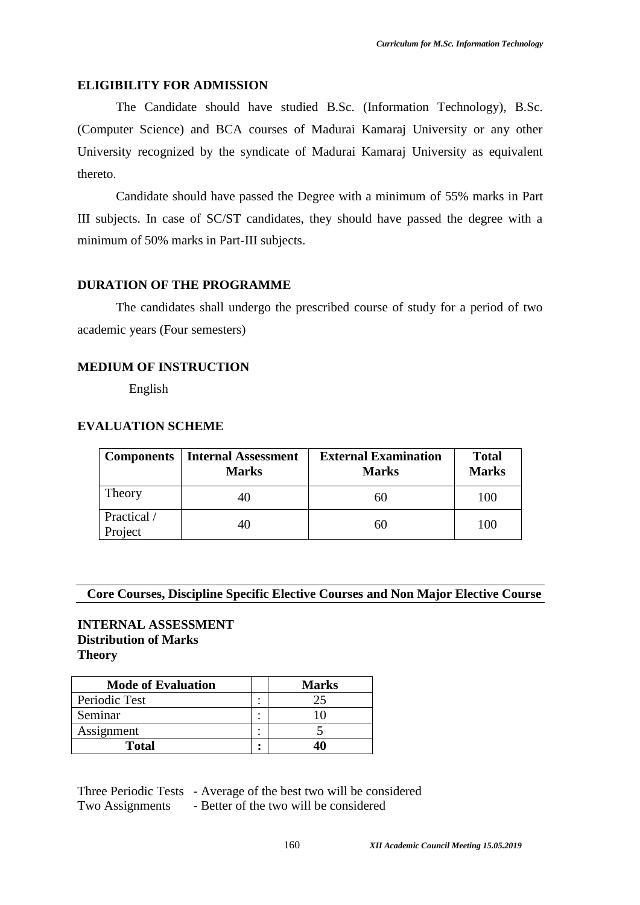## ELIGIBILITY FOR ADMISSION

The Candidate should have studied B.Sc. (Information Technology), B.Sc. (Computer Science) and BCA courses of Madurai Kamaraj University or any other University recognized by the syndicate of Madurai Kamaraj University as equivalent thereto.

Candidate should have passed the Degree with a minimum of 55% marks in Part III subjects. In case of SC/ST candidates, they should have passed the degree with a minimum of 50% marks in Part-III subjects.

## DURATION OF THE PROGRAMME

The candidates shall undergo the prescribed course of study for a period of two academic years (Four semesters)

## MEDIUM OF INSTRUCTION

English

## EVALUATION SCHEME

| Components | Internal Assessment Marks | External Examination Marks | Total Marks |
|---|---|---|---|
| Theory | 40 | 60 | 100 |
| Practical / Project | 40 | 60 | 100 |

**Core Courses, Discipline Specific Elective Courses and Non Major Elective Course**

**INTERNAL ASSESSMENT**
**Distribution of Marks**
**Theory**

| Mode of Evaluation | | Marks |
|---|---|---|
| Periodic Test | : | 25 |
| Seminar | : | 10 |
| Assignment | : | 5 |
| **Total** | **:** | **40** |

Three Periodic Tests - Average of the best two will be considered
Two Assignments - Better of the two will be considered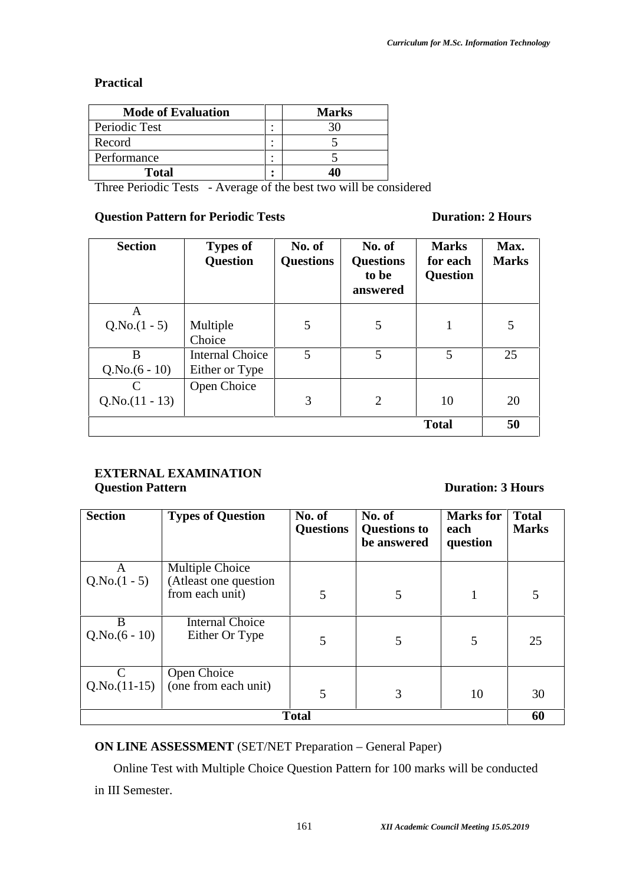### Practical

| Mode of Evaluation | | Marks |
|---|---|---|
| Periodic Test | : | 30 |
| Record | : | 5 |
| Performance | : | 5 |
| **Total** | **:** | **40** |

Three Periodic Tests - Average of the best two will be considered

**Question Pattern for Periodic Tests** **Duration: 2 Hours**

| Section | Types of Question | No. of Questions | No. of Questions to be answered | Marks for each Question | Max. Marks |
|---|---|---|---|---|---|
| A Q.No.(1 - 5) | Multiple Choice | 5 | 5 | 1 | 5 |
| B Q.No.(6 - 10) | Internal Choice Either or Type | 5 | 5 | 5 | 25 |
| C Q.No.(11 - 13) | Open Choice | 3 | 2 | 10 | 20 |
| | | | | **Total** | **50** |

### EXTERNAL EXAMINATION

**Question Pattern** **Duration: 3 Hours**

| Section | Types of Question | No. of Questions | No. of Questions to be answered | Marks for each question | Total Marks |
|---|---|---|---|---|---|
| A Q.No.(1 - 5) | Multiple Choice (Atleast one question from each unit) | 5 | 5 | 1 | 5 |
| B Q.No.(6 - 10) | Internal Choice Either Or Type | 5 | 5 | 5 | 25 |
| C Q.No.(11-15) | Open Choice (one from each unit) | 5 | 3 | 10 | 30 |
| **Total** | | | | | **60** |

**ON LINE ASSESSMENT** (SET/NET Preparation – General Paper)

Online Test with Multiple Choice Question Pattern for 100 marks will be conducted in III Semester.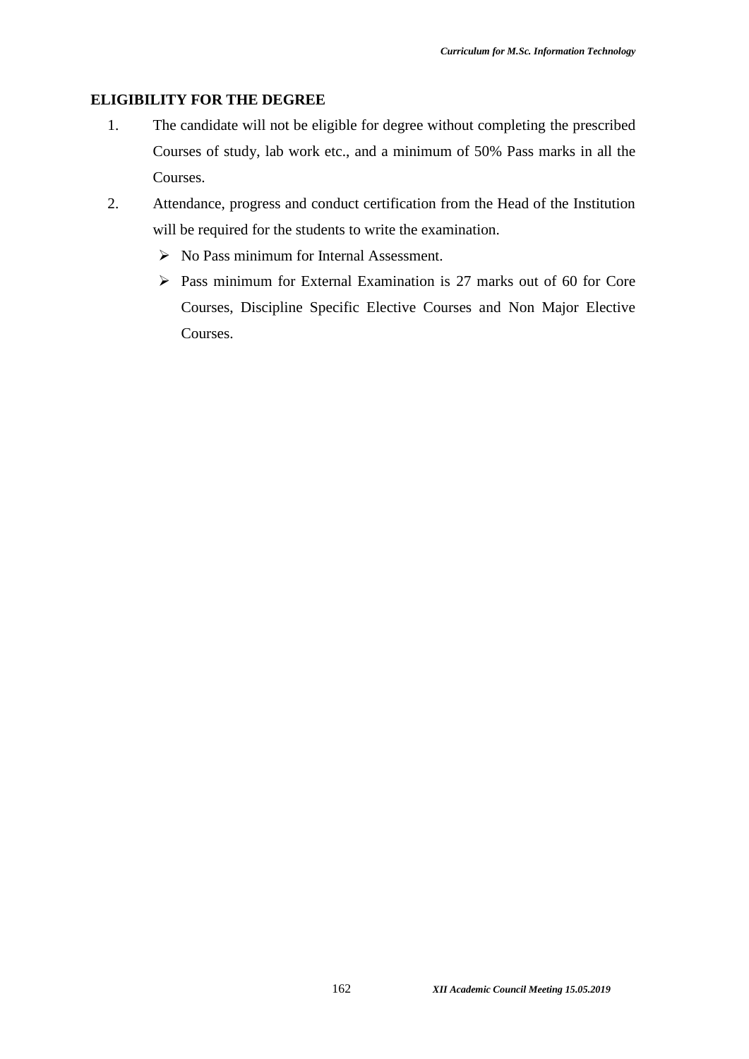## ELIGIBILITY FOR THE DEGREE

1. The candidate will not be eligible for degree without completing the prescribed Courses of study, lab work etc., and a minimum of 50% Pass marks in all the Courses.
2. Attendance, progress and conduct certification from the Head of the Institution will be required for the students to write the examination.
   - No Pass minimum for Internal Assessment.
   - Pass minimum for External Examination is 27 marks out of 60 for Core Courses, Discipline Specific Elective Courses and Non Major Elective Courses.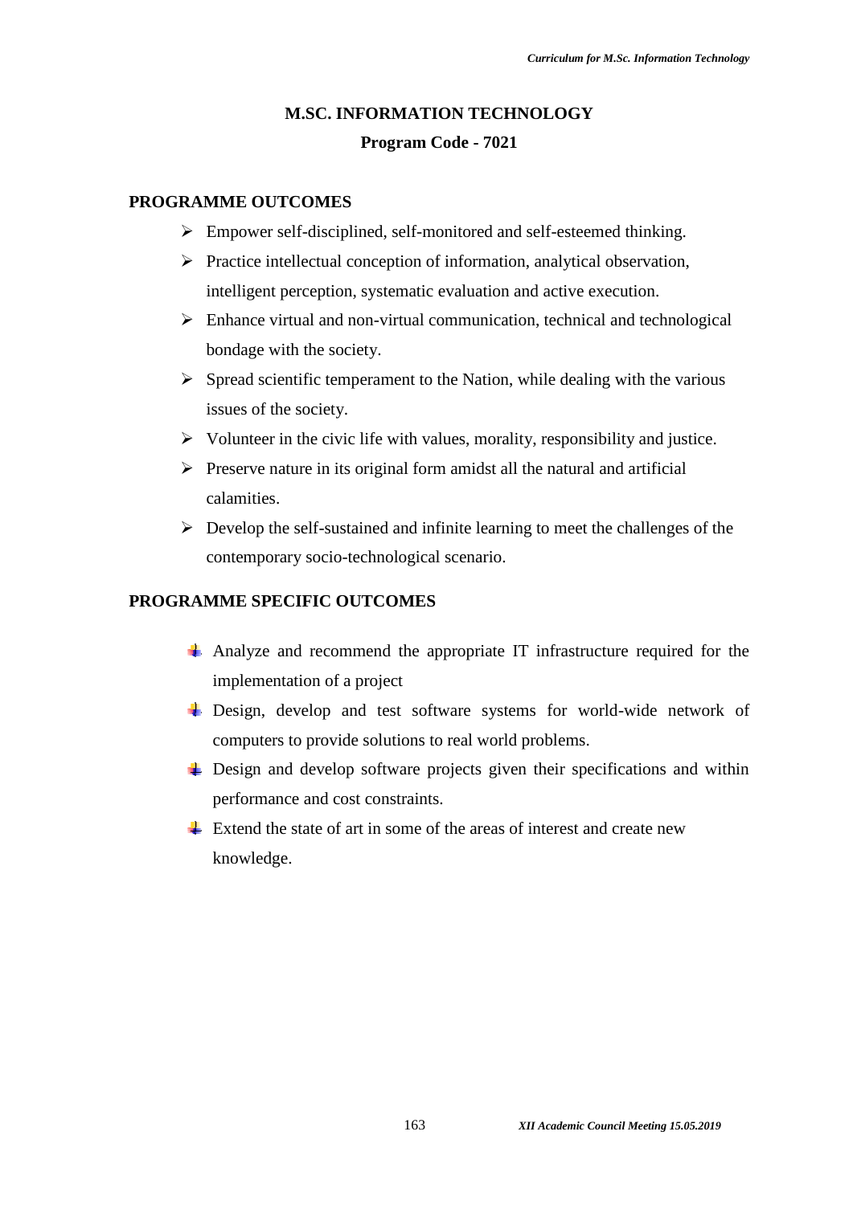# M.SC. INFORMATION TECHNOLOGY

## Program Code - 7021

### PROGRAMME OUTCOMES

- Empower self-disciplined, self-monitored and self-esteemed thinking.
- Practice intellectual conception of information, analytical observation, intelligent perception, systematic evaluation and active execution.
- Enhance virtual and non-virtual communication, technical and technological bondage with the society.
- Spread scientific temperament to the Nation, while dealing with the various issues of the society.
- Volunteer in the civic life with values, morality, responsibility and justice.
- Preserve nature in its original form amidst all the natural and artificial calamities.
- Develop the self-sustained and infinite learning to meet the challenges of the contemporary socio-technological scenario.

### PROGRAMME SPECIFIC OUTCOMES

- Analyze and recommend the appropriate IT infrastructure required for the implementation of a project
- Design, develop and test software systems for world-wide network of computers to provide solutions to real world problems.
- Design and develop software projects given their specifications and within performance and cost constraints.
- Extend the state of art in some of the areas of interest and create new knowledge.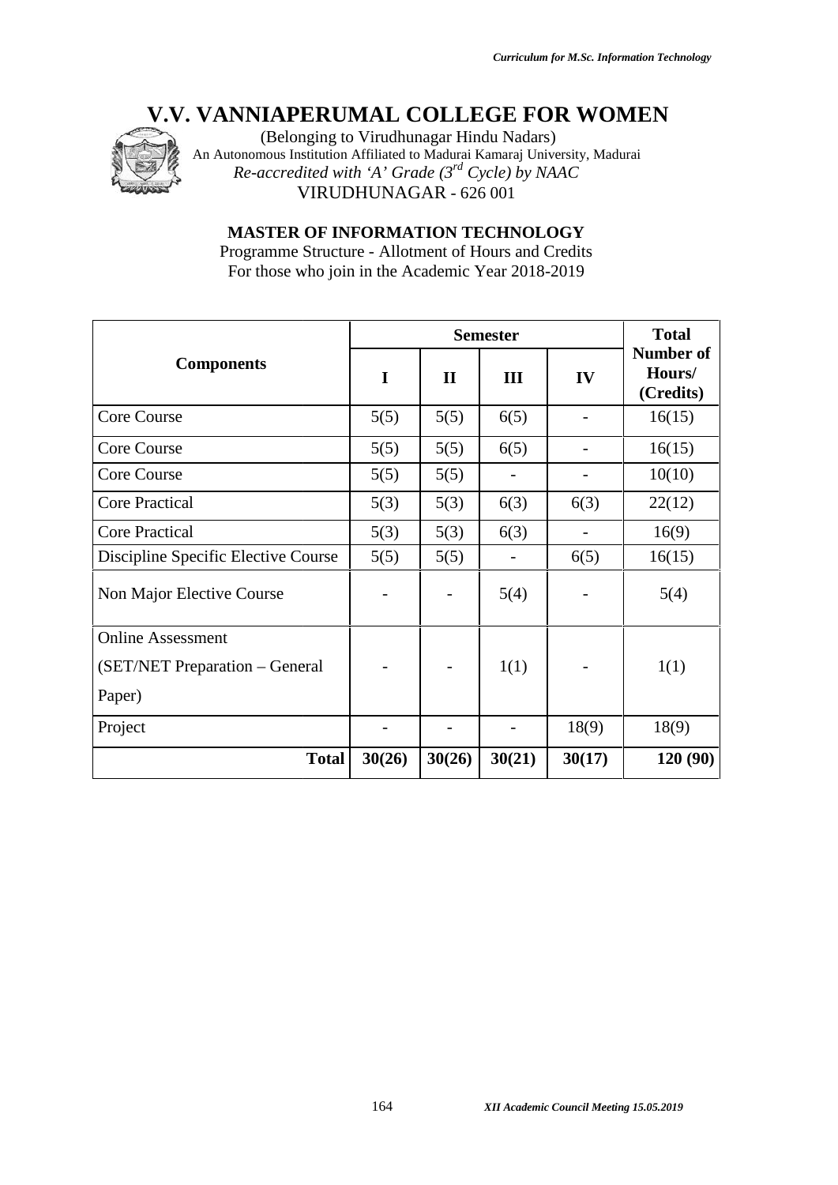# V.V. VANNIAPERUMAL COLLEGE FOR WOMEN

(Belonging to Virudhunagar Hindu Nadars)
An Autonomous Institution Affiliated to Madurai Kamaraj University, Madurai
*Re-accredited with 'A' Grade (3rd Cycle) by NAAC*
VIRUDHUNAGAR - 626 001

## MASTER OF INFORMATION TECHNOLOGY

Programme Structure - Allotment of Hours and Credits
For those who join in the Academic Year 2018-2019

| Components | Semester | | | | Total Number of Hours/ (Credits) |
|---|---|---|---|---|---|
| | I | II | III | IV | |
| Core Course | 5(5) | 5(5) | 6(5) | - | 16(15) |
| Core Course | 5(5) | 5(5) | 6(5) | - | 16(15) |
| Core Course | 5(5) | 5(5) | - | - | 10(10) |
| Core Practical | 5(3) | 5(3) | 6(3) | 6(3) | 22(12) |
| Core Practical | 5(3) | 5(3) | 6(3) | - | 16(9) |
| Discipline Specific Elective Course | 5(5) | 5(5) | - | 6(5) | 16(15) |
| Non Major Elective Course | - | - | 5(4) | - | 5(4) |
| Online Assessment (SET/NET Preparation – General Paper) | - | - | 1(1) | - | 1(1) |
| Project | - | - | - | 18(9) | 18(9) |
| **Total** | **30(26)** | **30(26)** | **30(21)** | **30(17)** | **120 (90)** |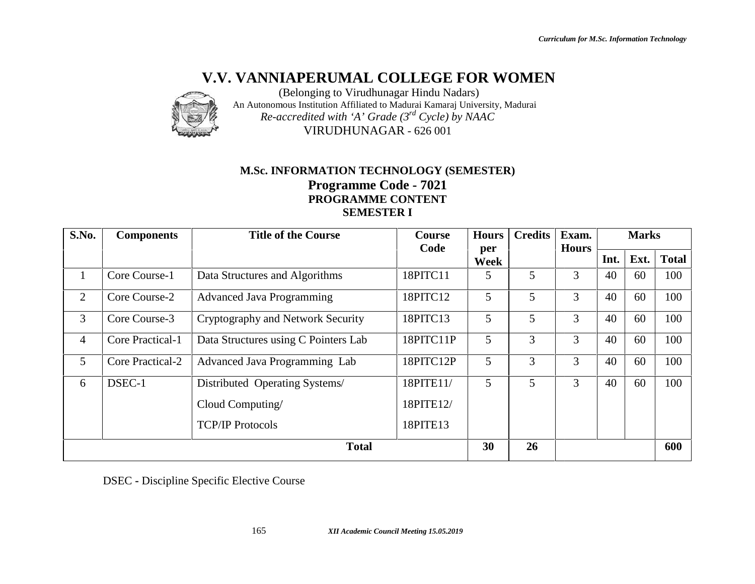# V.V. VANNIAPERUMAL COLLEGE FOR WOMEN

(Belonging to Virudhunagar Hindu Nadars)

An Autonomous Institution Affiliated to Madurai Kamaraj University, Madurai

*Re-accredited with 'A' Grade (3rd Cycle) by NAAC*

VIRUDHUNAGAR - 626 001

### M.Sc. INFORMATION TECHNOLOGY (SEMESTER)

## Programme Code - 7021

### PROGRAMME CONTENT

### SEMESTER I

| S.No. | Components | Title of the Course | Course Code | Hours per Week | Credits | Exam. Hours | Marks | | |
|---|---|---|---|---|---|---|---|---|---|
| | | | | | | | Int. | Ext. | Total |
| 1 | Core Course-1 | Data Structures and Algorithms | 18PITC11 | 5 | 5 | 3 | 40 | 60 | 100 |
| 2 | Core Course-2 | Advanced Java Programming | 18PITC12 | 5 | 5 | 3 | 40 | 60 | 100 |
| 3 | Core Course-3 | Cryptography and Network Security | 18PITC13 | 5 | 5 | 3 | 40 | 60 | 100 |
| 4 | Core Practical-1 | Data Structures using C Pointers Lab | 18PITC11P | 5 | 3 | 3 | 40 | 60 | 100 |
| 5 | Core Practical-2 | Advanced Java Programming Lab | 18PITC12P | 5 | 3 | 3 | 40 | 60 | 100 |
| 6 | DSEC-1 | Distributed Operating Systems/ Cloud Computing/ TCP/IP Protocols | 18PITE11/ 18PITE12/ 18PITE13 | 5 | 5 | 3 | 40 | 60 | 100 |
| | | **Total** | | **30** | **26** | | | | **600** |

DSEC - Discipline Specific Elective Course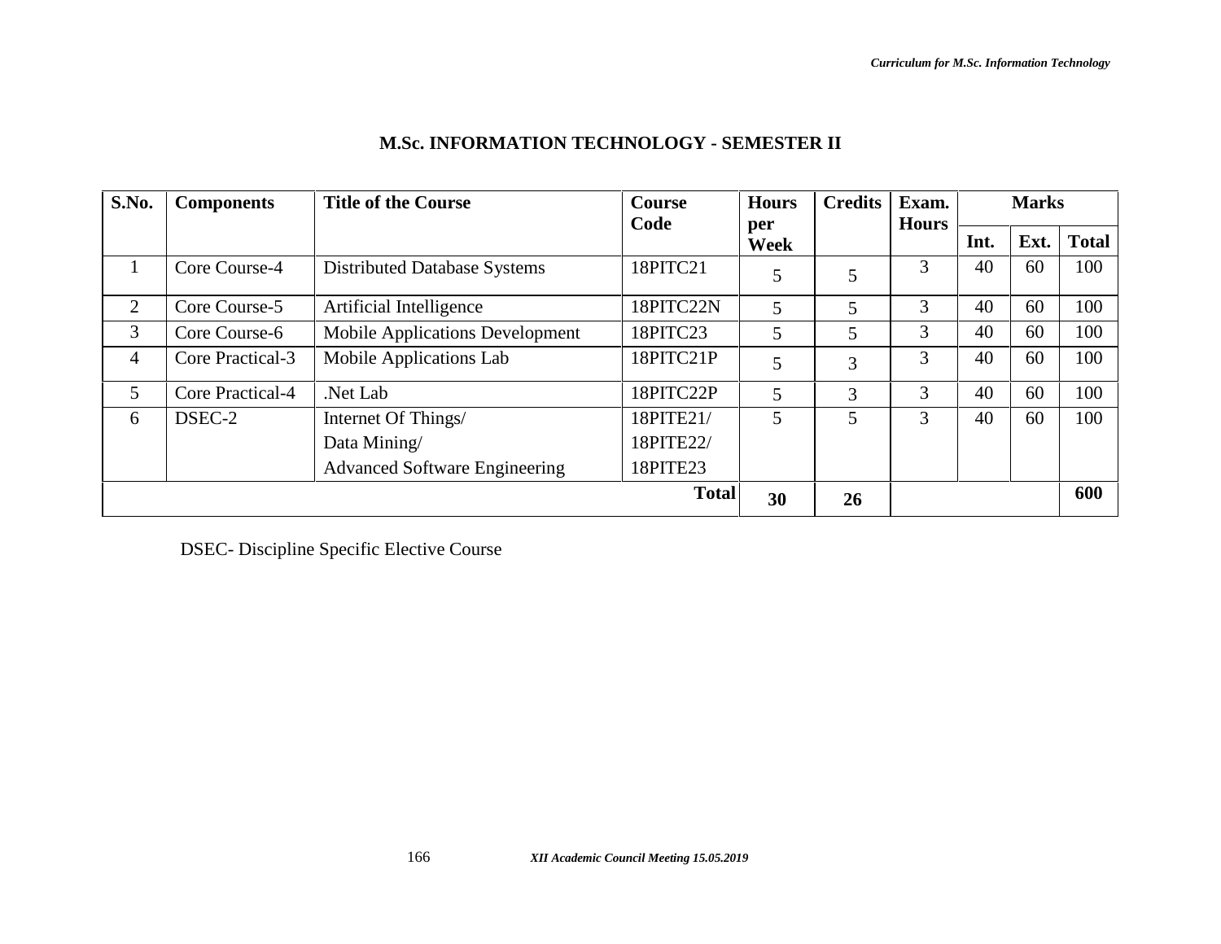## M.Sc. INFORMATION TECHNOLOGY - SEMESTER II

| S.No. | Components | Title of the Course | Course Code | Hours per Week | Credits | Exam. Hours | Marks | | |
|---|---|---|---|---|---|---|---|---|---|
| | | | | | | | Int. | Ext. | Total |
| 1 | Core Course-4 | Distributed Database Systems | 18PITC21 | 5 | 5 | 3 | 40 | 60 | 100 |
| 2 | Core Course-5 | Artificial Intelligence | 18PITC22N | 5 | 5 | 3 | 40 | 60 | 100 |
| 3 | Core Course-6 | Mobile Applications Development | 18PITC23 | 5 | 5 | 3 | 40 | 60 | 100 |
| 4 | Core Practical-3 | Mobile Applications Lab | 18PITC21P | 5 | 3 | 3 | 40 | 60 | 100 |
| 5 | Core Practical-4 | .Net Lab | 18PITC22P | 5 | 3 | 3 | 40 | 60 | 100 |
| 6 | DSEC-2 | Internet Of Things/<br>Data Mining/<br>Advanced Software Engineering | 18PITE21/<br>18PITE22/<br>18PITE23 | 5 | 5 | 3 | 40 | 60 | 100 |
| | | | **Total** | **30** | **26** | | | | **600** |

DSEC- Discipline Specific Elective Course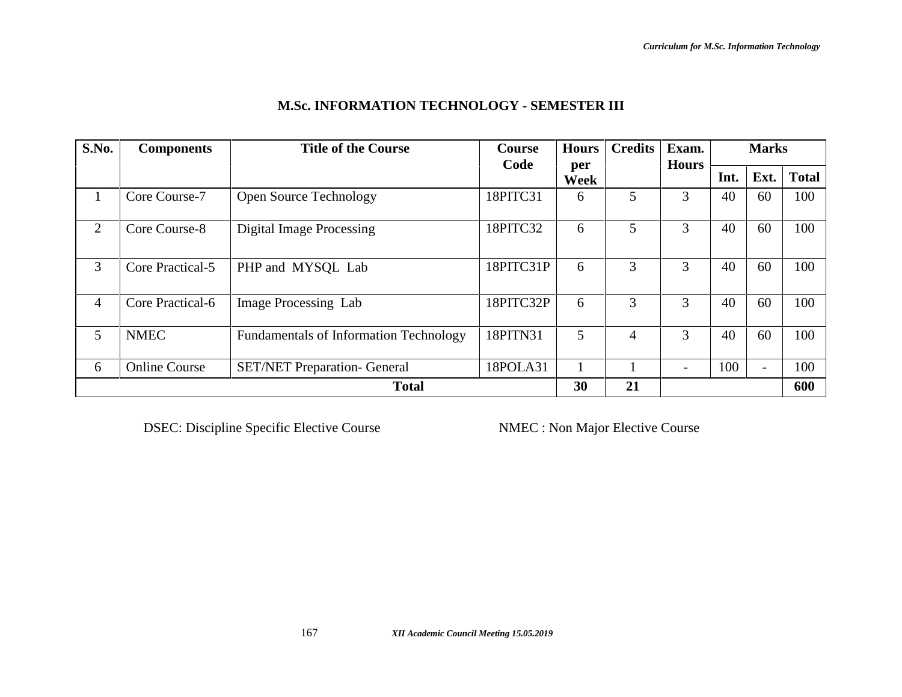## M.Sc. INFORMATION TECHNOLOGY - SEMESTER III

| S.No. | Components | Title of the Course | Course Code | Hours per Week | Credits | Exam. Hours | Marks | | |
|---|---|---|---|---|---|---|---|---|---|
| | | | | | | | Int. | Ext. | Total |
| 1 | Core Course-7 | Open Source Technology | 18PITC31 | 6 | 5 | 3 | 40 | 60 | 100 |
| 2 | Core Course-8 | Digital Image Processing | 18PITC32 | 6 | 5 | 3 | 40 | 60 | 100 |
| 3 | Core Practical-5 | PHP and MYSQL Lab | 18PITC31P | 6 | 3 | 3 | 40 | 60 | 100 |
| 4 | Core Practical-6 | Image Processing Lab | 18PITC32P | 6 | 3 | 3 | 40 | 60 | 100 |
| 5 | NMEC | Fundamentals of Information Technology | 18PITN31 | 5 | 4 | 3 | 40 | 60 | 100 |
| 6 | Online Course | SET/NET Preparation- General | 18POLA31 | 1 | 1 | - | 100 | - | 100 |
| **Total** | | | | **30** | **21** | | | | **600** |

DSEC: Discipline Specific Elective Course NMEC : Non Major Elective Course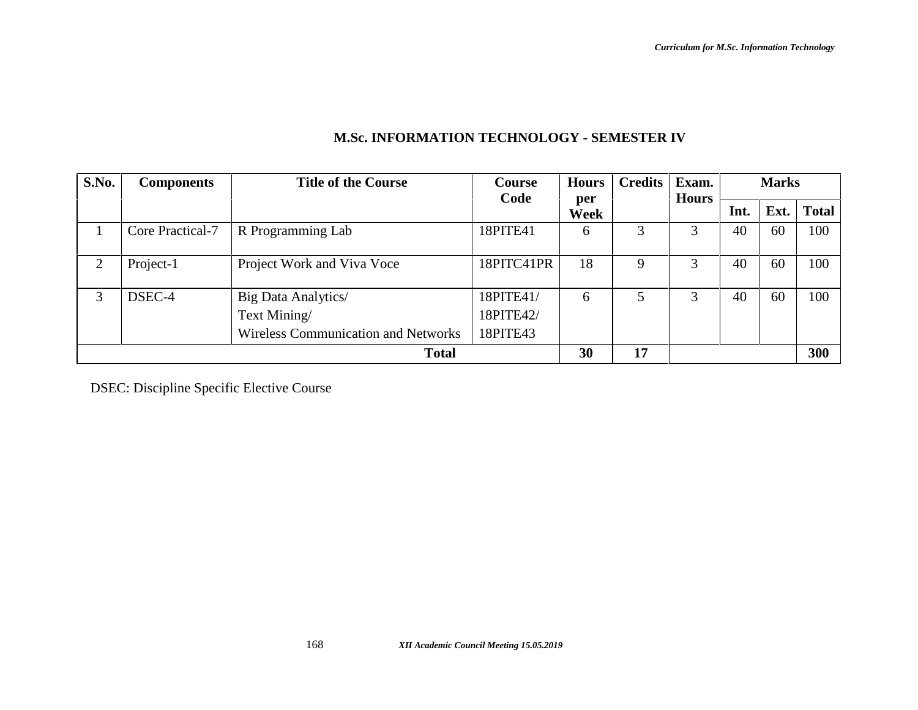## M.Sc. INFORMATION TECHNOLOGY - SEMESTER IV

| S.No. | Components | Title of the Course | Course Code | Hours per Week | Credits | Exam. Hours | Marks | | |
|---|---|---|---|---|---|---|---|---|---|
| | | | | | | | Int. | Ext. | Total |
| 1 | Core Practical-7 | R Programming Lab | 18PITE41 | 6 | 3 | 3 | 40 | 60 | 100 |
| 2 | Project-1 | Project Work and Viva Voce | 18PITC41PR | 18 | 9 | 3 | 40 | 60 | 100 |
| 3 | DSEC-4 | Big Data Analytics/ Text Mining/ Wireless Communication and Networks | 18PITE41/ 18PITE42/ 18PITE43 | 6 | 5 | 3 | 40 | 60 | 100 |
| **Total** | | | | **30** | **17** | | | | **300** |

DSEC: Discipline Specific Elective Course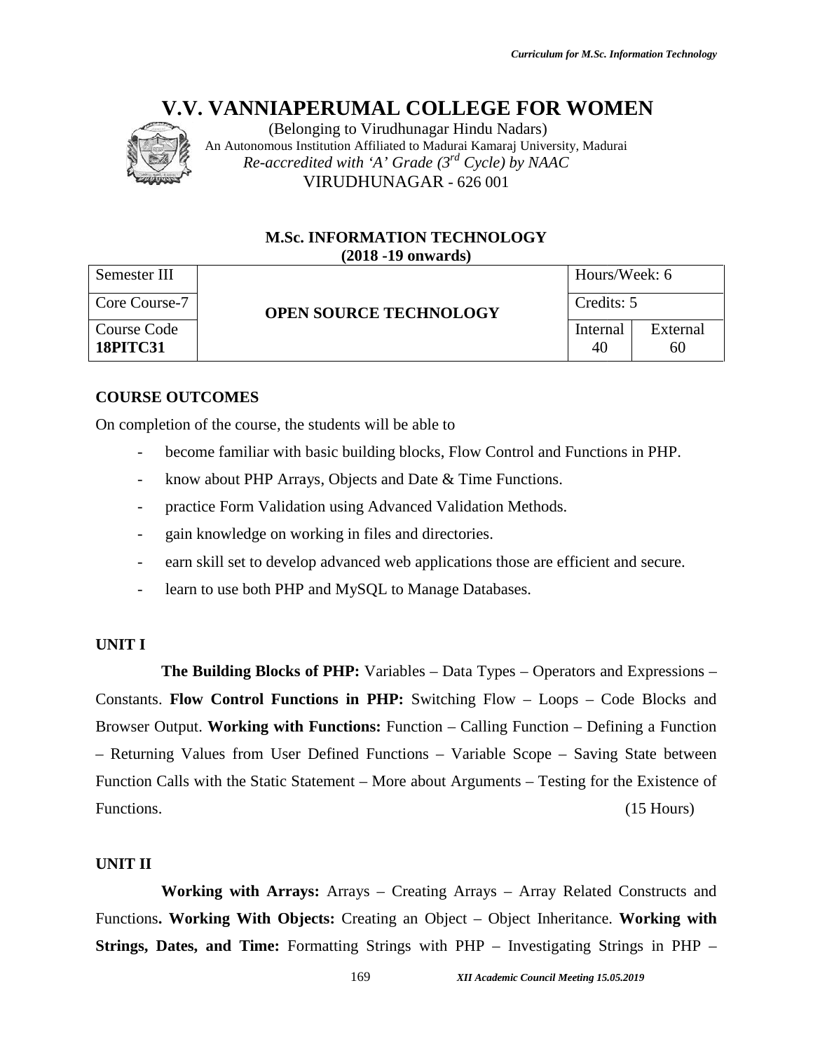# V.V. VANNIAPERUMAL COLLEGE FOR WOMEN

(Belonging to Virudhunagar Hindu Nadars)
An Autonomous Institution Affiliated to Madurai Kamaraj University, Madurai
*Re-accredited with 'A' Grade (3rd Cycle) by NAAC*
VIRUDHUNAGAR - 626 001

## M.Sc. INFORMATION TECHNOLOGY
**(2018 -19 onwards)**

| Semester III | OPEN SOURCE TECHNOLOGY | Hours/Week: 6 | |
|---|---|---|---|
| Core Course-7 | | Credits: 5 | |
| Course Code **18PITC31** | | Internal 40 | External 60 |

### COURSE OUTCOMES

On completion of the course, the students will be able to

- become familiar with basic building blocks, Flow Control and Functions in PHP.
- know about PHP Arrays, Objects and Date & Time Functions.
- practice Form Validation using Advanced Validation Methods.
- gain knowledge on working in files and directories.
- earn skill set to develop advanced web applications those are efficient and secure.
- learn to use both PHP and MySQL to Manage Databases.

### UNIT I

**The Building Blocks of PHP:** Variables – Data Types – Operators and Expressions – Constants. **Flow Control Functions in PHP:** Switching Flow – Loops – Code Blocks and Browser Output. **Working with Functions:** Function – Calling Function – Defining a Function – Returning Values from User Defined Functions – Variable Scope – Saving State between Function Calls with the Static Statement – More about Arguments – Testing for the Existence of Functions. (15 Hours)

### UNIT II

**Working with Arrays:** Arrays – Creating Arrays – Array Related Constructs and Functions**. Working With Objects:** Creating an Object – Object Inheritance. **Working with Strings, Dates, and Time:** Formatting Strings with PHP – Investigating Strings in PHP –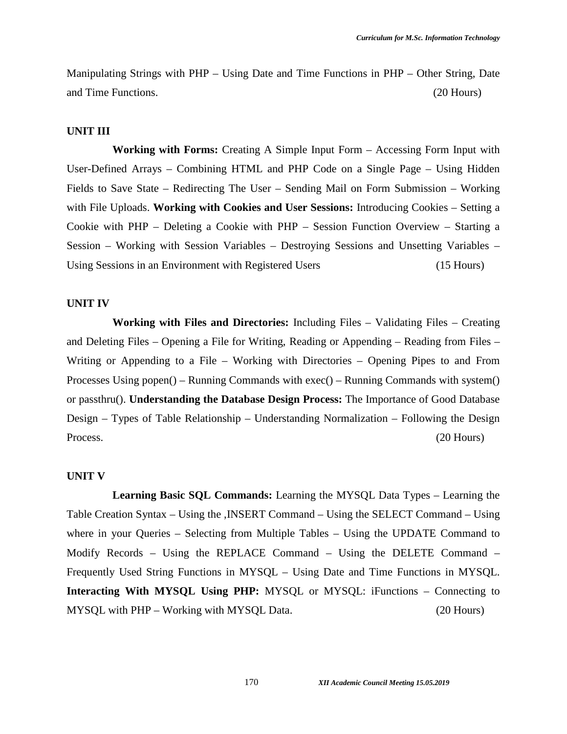Manipulating Strings with PHP – Using Date and Time Functions in PHP – Other String, Date and Time Functions. (20 Hours)

**UNIT III**

**Working with Forms:** Creating A Simple Input Form – Accessing Form Input with User-Defined Arrays – Combining HTML and PHP Code on a Single Page – Using Hidden Fields to Save State – Redirecting The User – Sending Mail on Form Submission – Working with File Uploads. **Working with Cookies and User Sessions:** Introducing Cookies – Setting a Cookie with PHP – Deleting a Cookie with PHP – Session Function Overview – Starting a Session – Working with Session Variables – Destroying Sessions and Unsetting Variables – Using Sessions in an Environment with Registered Users (15 Hours)

**UNIT IV**

**Working with Files and Directories:** Including Files – Validating Files – Creating and Deleting Files – Opening a File for Writing, Reading or Appending – Reading from Files – Writing or Appending to a File – Working with Directories – Opening Pipes to and From Processes Using popen() – Running Commands with exec() – Running Commands with system() or passthru(). **Understanding the Database Design Process:** The Importance of Good Database Design – Types of Table Relationship – Understanding Normalization – Following the Design Process. (20 Hours)

**UNIT V**

**Learning Basic SQL Commands:** Learning the MYSQL Data Types – Learning the Table Creation Syntax – Using the ,INSERT Command – Using the SELECT Command – Using where in your Queries – Selecting from Multiple Tables – Using the UPDATE Command to Modify Records – Using the REPLACE Command – Using the DELETE Command – Frequently Used String Functions in MYSQL – Using Date and Time Functions in MYSQL. **Interacting With MYSQL Using PHP:** MYSQL or MYSQL: iFunctions – Connecting to MYSQL with PHP – Working with MYSQL Data. (20 Hours)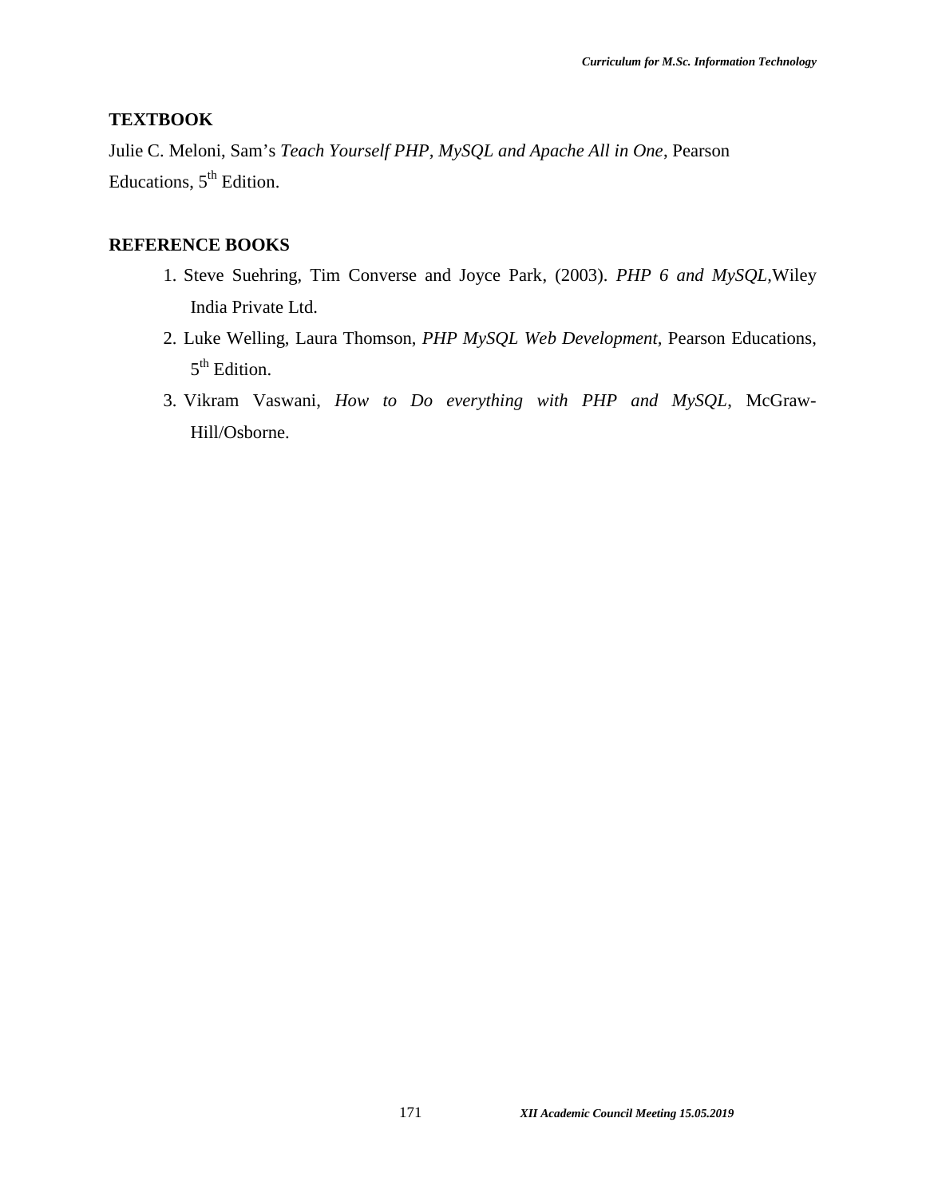**TEXTBOOK**

Julie C. Meloni, Sam's *Teach Yourself PHP, MySQL and Apache All in One*, Pearson Educations, 5th Edition.

**REFERENCE BOOKS**

1. Steve Suehring, Tim Converse and Joyce Park, (2003). *PHP 6 and MySQL*,Wiley India Private Ltd.
2. Luke Welling, Laura Thomson, *PHP MySQL Web Development,* Pearson Educations, 5th Edition.
3. Vikram Vaswani, *How to Do everything with PHP and MySQL*, McGraw-Hill/Osborne.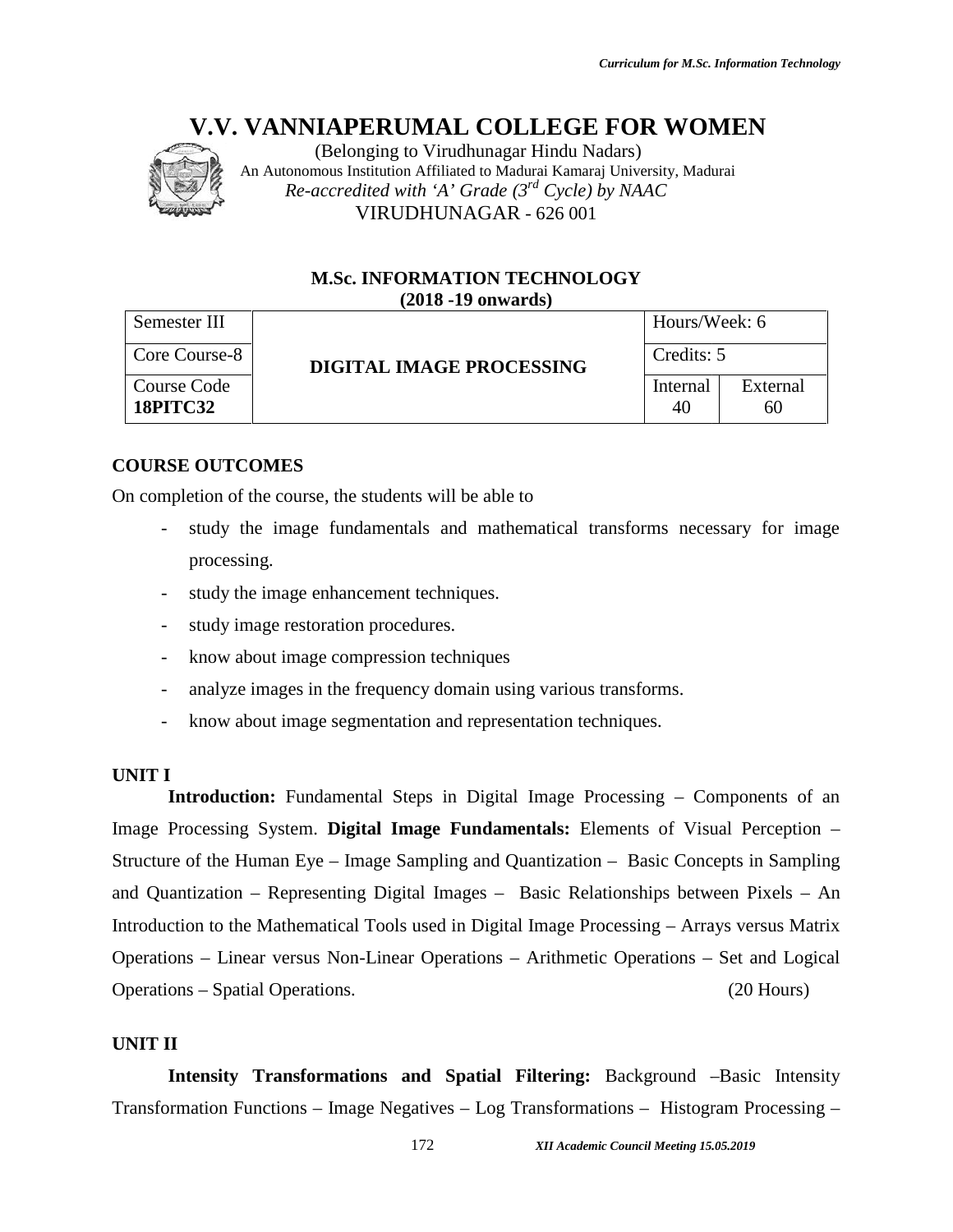# V.V. VANNIAPERUMAL COLLEGE FOR WOMEN

(Belonging to Virudhunagar Hindu Nadars)
An Autonomous Institution Affiliated to Madurai Kamaraj University, Madurai
*Re-accredited with 'A' Grade (3rd Cycle) by NAAC*
VIRUDHUNAGAR - 626 001

## M.Sc. INFORMATION TECHNOLOGY
**(2018 -19 onwards)**

| Semester III | **DIGITAL IMAGE PROCESSING** | Hours/Week: 6 | |
|---|---|---|---|
| Core Course-8 | | Credits: 5 | |
| Course Code **18PITC32** | | Internal 40 | External 60 |

### COURSE OUTCOMES

On completion of the course, the students will be able to

- study the image fundamentals and mathematical transforms necessary for image processing.
- study the image enhancement techniques.
- study image restoration procedures.
- know about image compression techniques
- analyze images in the frequency domain using various transforms.
- know about image segmentation and representation techniques.

### UNIT I

**Introduction:** Fundamental Steps in Digital Image Processing – Components of an Image Processing System. **Digital Image Fundamentals:** Elements of Visual Perception – Structure of the Human Eye – Image Sampling and Quantization – Basic Concepts in Sampling and Quantization – Representing Digital Images – Basic Relationships between Pixels – An Introduction to the Mathematical Tools used in Digital Image Processing – Arrays versus Matrix Operations – Linear versus Non-Linear Operations – Arithmetic Operations – Set and Logical Operations – Spatial Operations. (20 Hours)

### UNIT II

**Intensity Transformations and Spatial Filtering:** Background –Basic Intensity Transformation Functions – Image Negatives – Log Transformations – Histogram Processing –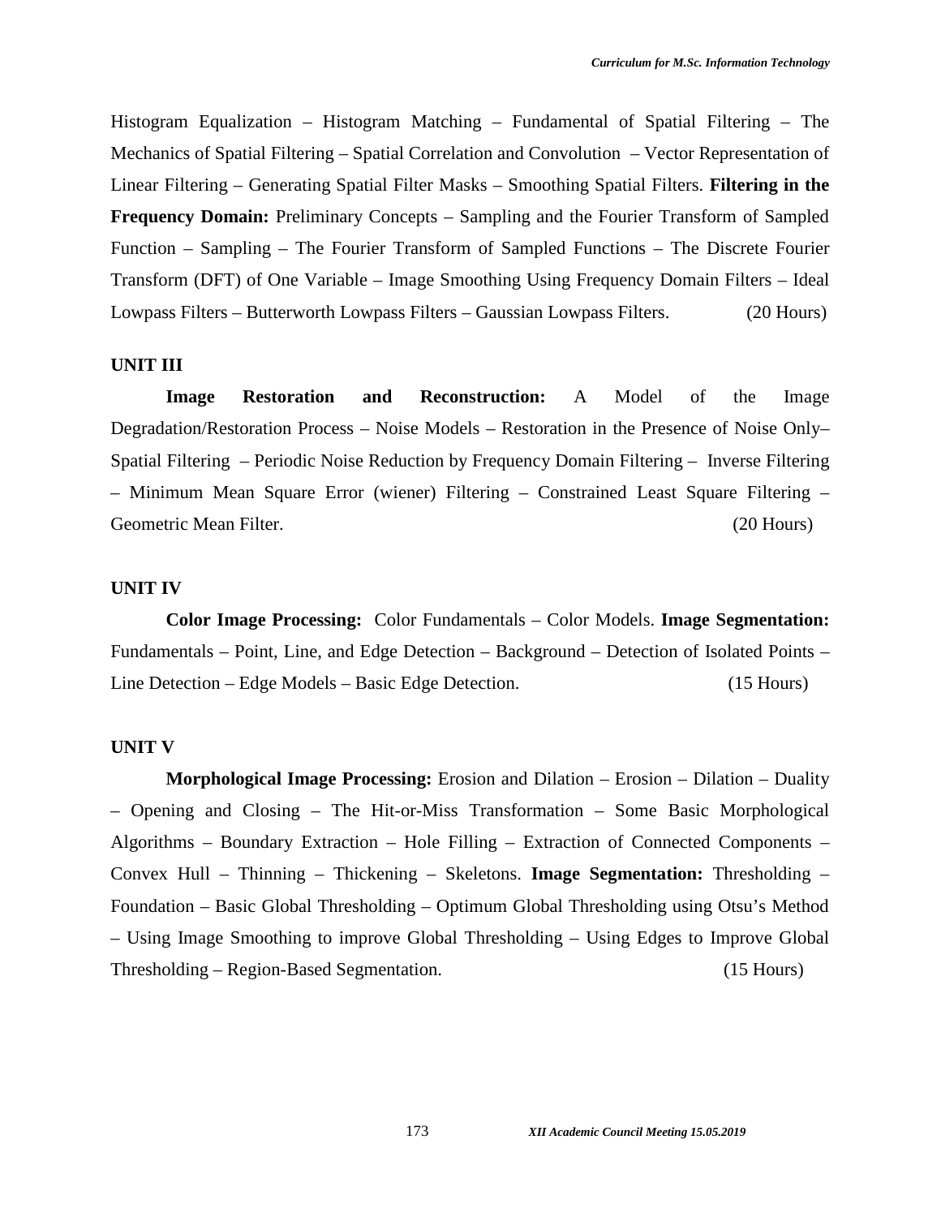Histogram Equalization – Histogram Matching – Fundamental of Spatial Filtering – The Mechanics of Spatial Filtering – Spatial Correlation and Convolution – Vector Representation of Linear Filtering – Generating Spatial Filter Masks – Smoothing Spatial Filters. **Filtering in the Frequency Domain:** Preliminary Concepts – Sampling and the Fourier Transform of Sampled Function – Sampling – The Fourier Transform of Sampled Functions – The Discrete Fourier Transform (DFT) of One Variable – Image Smoothing Using Frequency Domain Filters – Ideal Lowpass Filters – Butterworth Lowpass Filters – Gaussian Lowpass Filters. (20 Hours)

**UNIT III**

**Image Restoration and Reconstruction:** A Model of the Image Degradation/Restoration Process – Noise Models – Restoration in the Presence of Noise Only– Spatial Filtering – Periodic Noise Reduction by Frequency Domain Filtering – Inverse Filtering – Minimum Mean Square Error (wiener) Filtering – Constrained Least Square Filtering – Geometric Mean Filter. (20 Hours)

**UNIT IV**

**Color Image Processing:** Color Fundamentals – Color Models. **Image Segmentation:** Fundamentals – Point, Line, and Edge Detection – Background – Detection of Isolated Points – Line Detection – Edge Models – Basic Edge Detection. (15 Hours)

**UNIT V**

**Morphological Image Processing:** Erosion and Dilation – Erosion – Dilation – Duality – Opening and Closing – The Hit-or-Miss Transformation – Some Basic Morphological Algorithms – Boundary Extraction – Hole Filling – Extraction of Connected Components – Convex Hull – Thinning – Thickening – Skeletons. **Image Segmentation:** Thresholding – Foundation – Basic Global Thresholding – Optimum Global Thresholding using Otsu's Method – Using Image Smoothing to improve Global Thresholding – Using Edges to Improve Global Thresholding – Region-Based Segmentation. (15 Hours)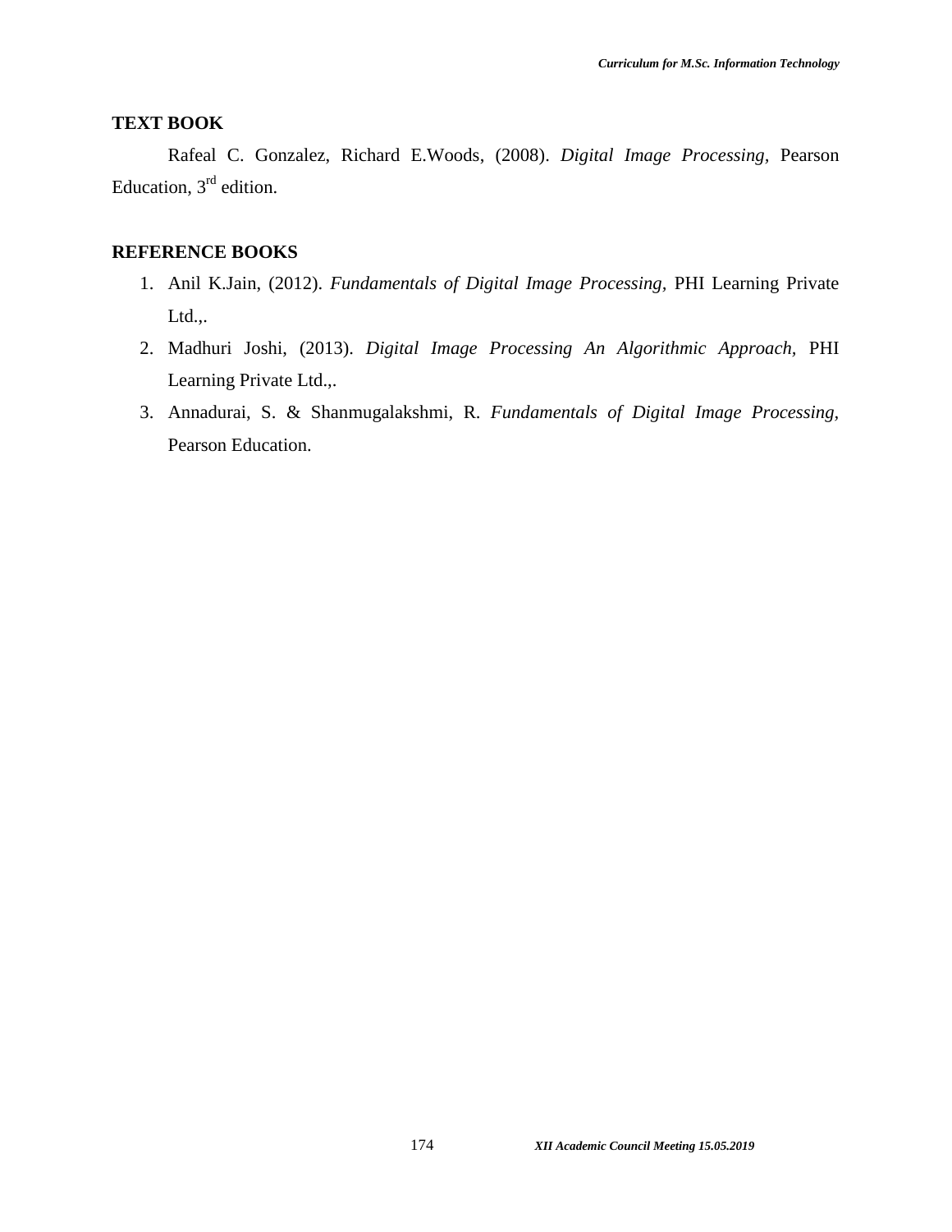## TEXT BOOK

Rafeal C. Gonzalez, Richard E.Woods, (2008). *Digital Image Processing*, Pearson Education, 3rd edition.

## REFERENCE BOOKS

1. Anil K.Jain, (2012). *Fundamentals of Digital Image Processing*, PHI Learning Private Ltd.,.
2. Madhuri Joshi, (2013). *Digital Image Processing An Algorithmic Approach*, PHI Learning Private Ltd.,.
3. Annadurai, S. & Shanmugalakshmi, R. *Fundamentals of Digital Image Processing*, Pearson Education.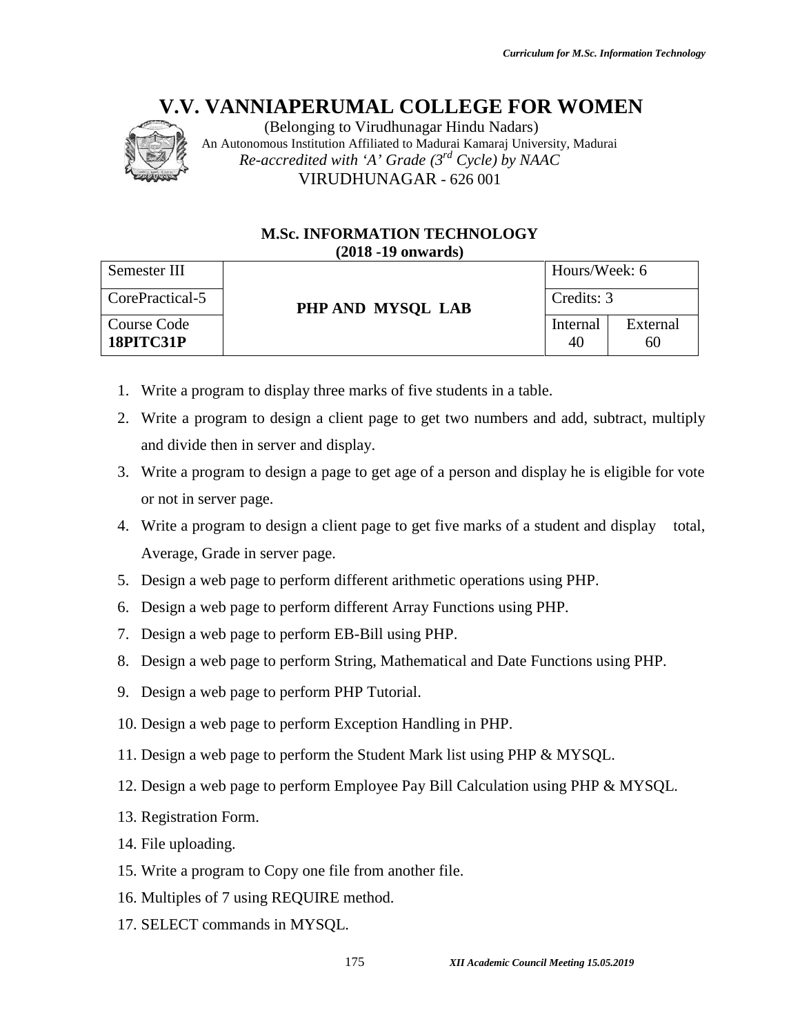# V.V. VANNIAPERUMAL COLLEGE FOR WOMEN

(Belonging to Virudhunagar Hindu Nadars)
An Autonomous Institution Affiliated to Madurai Kamaraj University, Madurai
*Re-accredited with 'A' Grade (3rd Cycle) by NAAC*
VIRUDHUNAGAR - 626 001

## M.Sc. INFORMATION TECHNOLOGY
**(2018 -19 onwards)**

| Semester III | PHP AND MYSQL LAB | Hours/Week: 6 | |
|---|---|---|---|
| CorePractical-5 | | Credits: 3 | |
| Course Code **18PITC31P** | | Internal 40 | External 60 |

1. Write a program to display three marks of five students in a table.
2. Write a program to design a client page to get two numbers and add, subtract, multiply and divide then in server and display.
3. Write a program to design a page to get age of a person and display he is eligible for vote or not in server page.
4. Write a program to design a client page to get five marks of a student and display total, Average, Grade in server page.
5. Design a web page to perform different arithmetic operations using PHP.
6. Design a web page to perform different Array Functions using PHP.
7. Design a web page to perform EB-Bill using PHP.
8. Design a web page to perform String, Mathematical and Date Functions using PHP.
9. Design a web page to perform PHP Tutorial.
10. Design a web page to perform Exception Handling in PHP.
11. Design a web page to perform the Student Mark list using PHP & MYSQL.
12. Design a web page to perform Employee Pay Bill Calculation using PHP & MYSQL.
13. Registration Form.
14. File uploading.
15. Write a program to Copy one file from another file.
16. Multiples of 7 using REQUIRE method.
17. SELECT commands in MYSQL.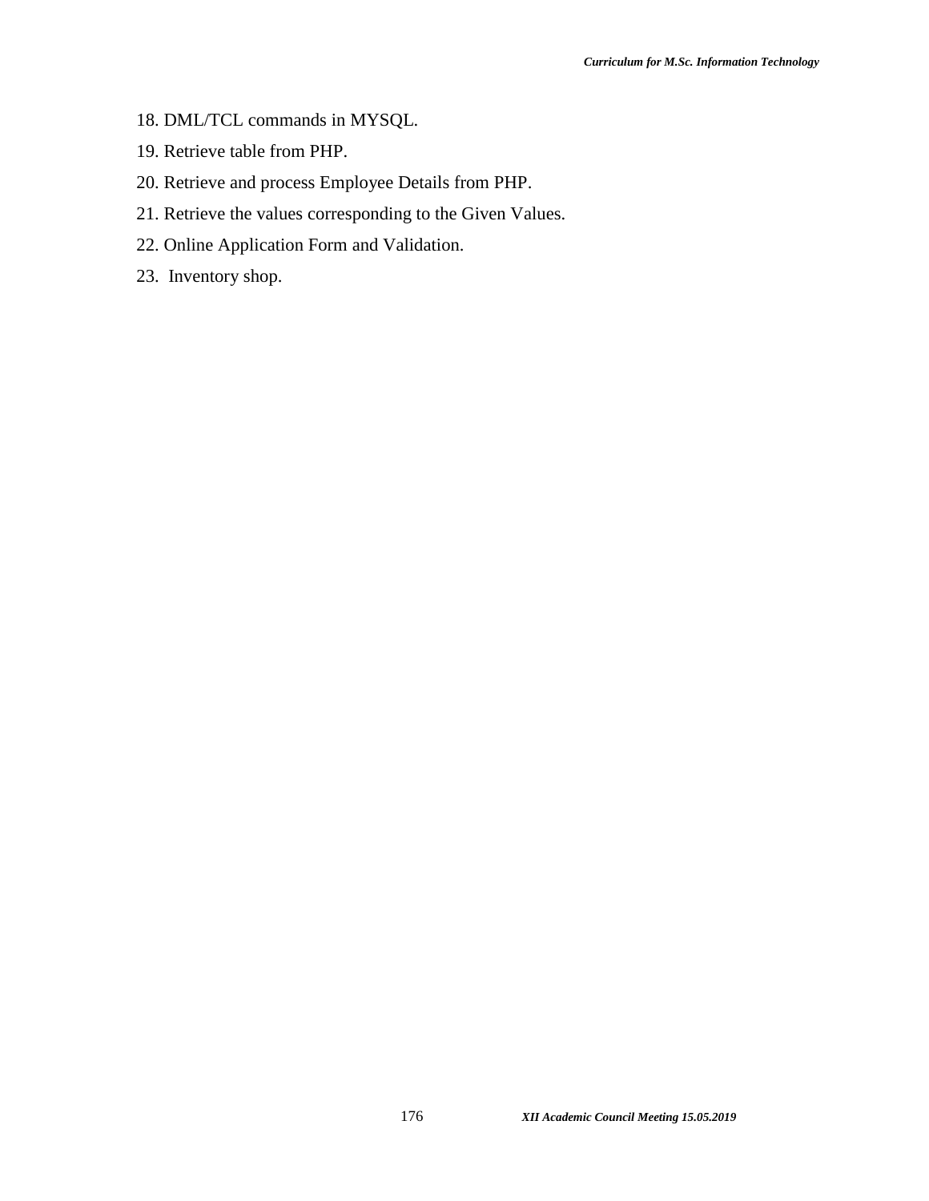18. DML/TCL commands in MYSQL.
19. Retrieve table from PHP.
20. Retrieve and process Employee Details from PHP.
21. Retrieve the values corresponding to the Given Values.
22. Online Application Form and Validation.
23. Inventory shop.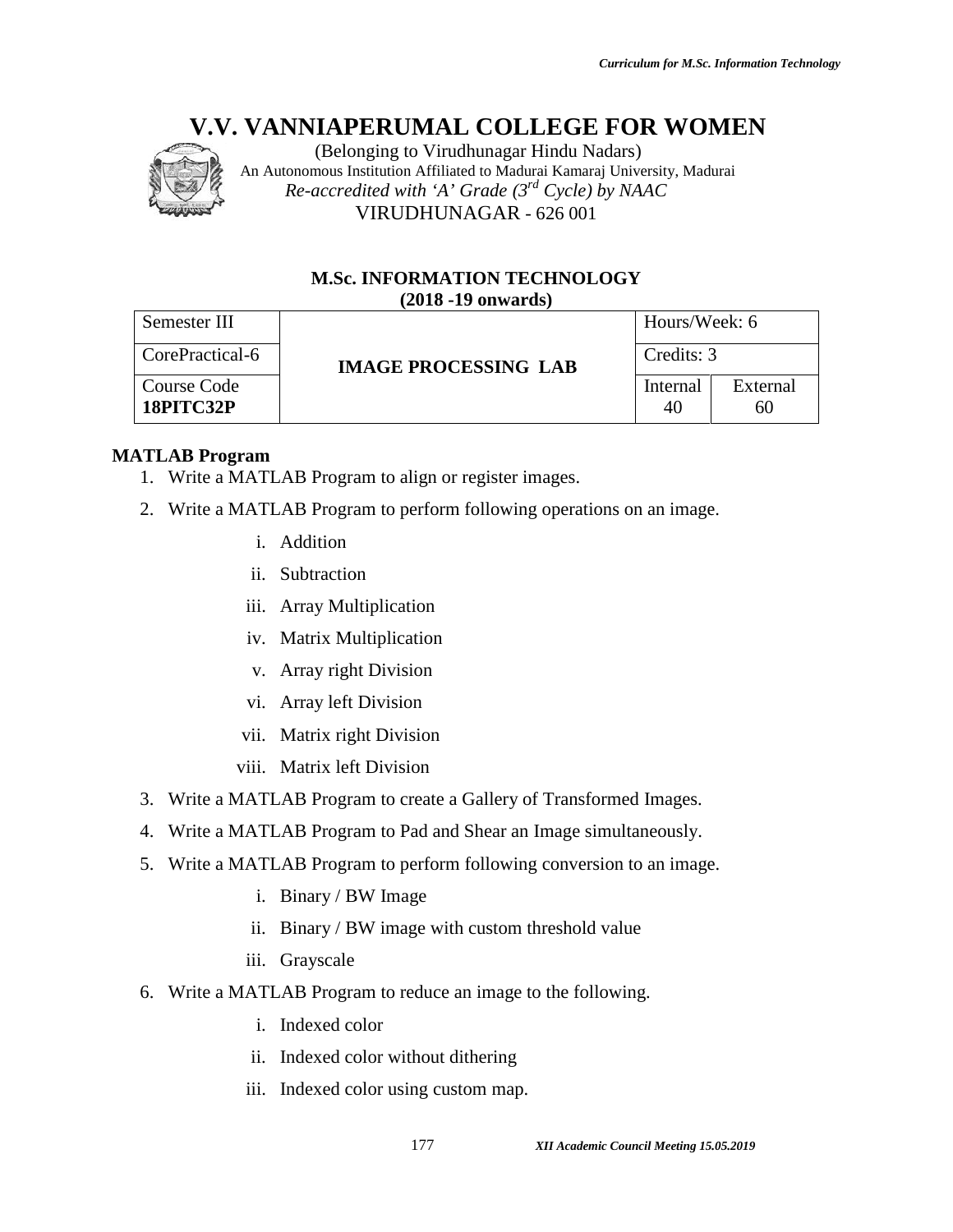# V.V. VANNIAPERUMAL COLLEGE FOR WOMEN

(Belonging to Virudhunagar Hindu Nadars)
An Autonomous Institution Affiliated to Madurai Kamaraj University, Madurai
*Re-accredited with 'A' Grade (3rd Cycle) by NAAC*
VIRUDHUNAGAR - 626 001

**M.Sc. INFORMATION TECHNOLOGY**
**(2018 -19 onwards)**

| Semester III | **IMAGE PROCESSING LAB** | Hours/Week: 6 | |
|---|---|---|---|
| CorePractical-6 | | Credits: 3 | |
| Course Code **18PITC32P** | | Internal 40 | External 60 |

**MATLAB Program**

1. Write a MATLAB Program to align or register images.
2. Write a MATLAB Program to perform following operations on an image.
   i. Addition
   ii. Subtraction
   iii. Array Multiplication
   iv. Matrix Multiplication
   v. Array right Division
   vi. Array left Division
   vii. Matrix right Division
   viii. Matrix left Division
3. Write a MATLAB Program to create a Gallery of Transformed Images.
4. Write a MATLAB Program to Pad and Shear an Image simultaneously.
5. Write a MATLAB Program to perform following conversion to an image.
   i. Binary / BW Image
   ii. Binary / BW image with custom threshold value
   iii. Grayscale
6. Write a MATLAB Program to reduce an image to the following.
   i. Indexed color
   ii. Indexed color without dithering
   iii. Indexed color using custom map.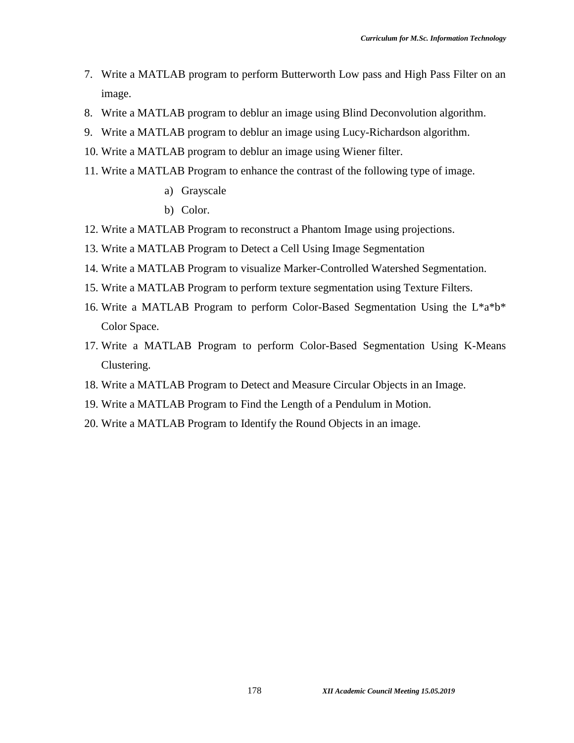7. Write a MATLAB program to perform Butterworth Low pass and High Pass Filter on an image.
8. Write a MATLAB program to deblur an image using Blind Deconvolution algorithm.
9. Write a MATLAB program to deblur an image using Lucy-Richardson algorithm.
10. Write a MATLAB program to deblur an image using Wiener filter.
11. Write a MATLAB Program to enhance the contrast of the following type of image.
    a) Grayscale
    b) Color.
12. Write a MATLAB Program to reconstruct a Phantom Image using projections.
13. Write a MATLAB Program to Detect a Cell Using Image Segmentation
14. Write a MATLAB Program to visualize Marker-Controlled Watershed Segmentation.
15. Write a MATLAB Program to perform texture segmentation using Texture Filters.
16. Write a MATLAB Program to perform Color-Based Segmentation Using the L*a*b* Color Space.
17. Write a MATLAB Program to perform Color-Based Segmentation Using K-Means Clustering.
18. Write a MATLAB Program to Detect and Measure Circular Objects in an Image.
19. Write a MATLAB Program to Find the Length of a Pendulum in Motion.
20. Write a MATLAB Program to Identify the Round Objects in an image.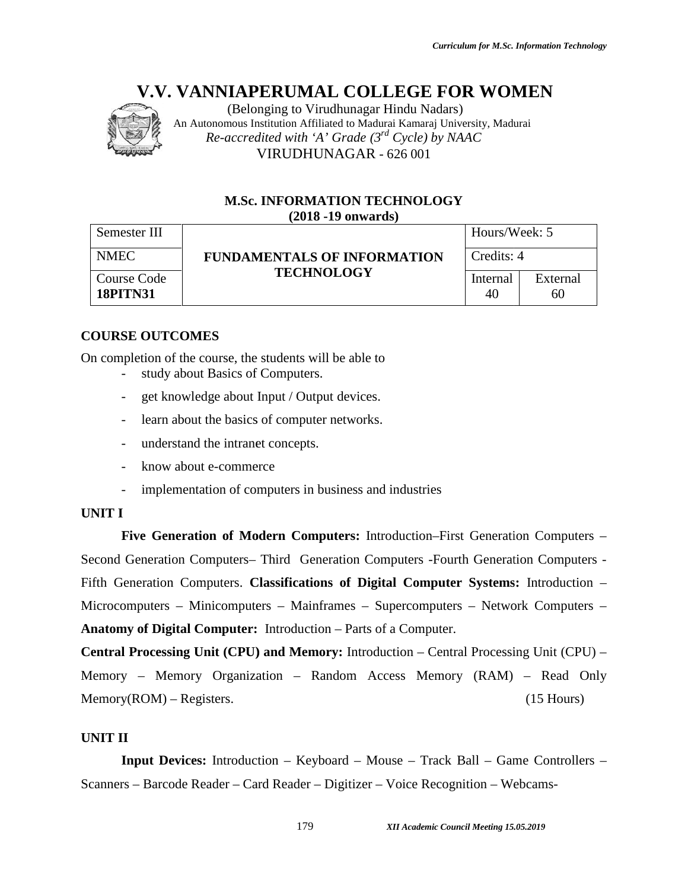# V.V. VANNIAPERUMAL COLLEGE FOR WOMEN

(Belonging to Virudhunagar Hindu Nadars)
An Autonomous Institution Affiliated to Madurai Kamaraj University, Madurai
*Re-accredited with 'A' Grade (3rd Cycle) by NAAC*
VIRUDHUNAGAR - 626 001

## M.Sc. INFORMATION TECHNOLOGY
**(2018 -19 onwards)**

| Semester III | **FUNDAMENTALS OF INFORMATION TECHNOLOGY** | Hours/Week: 5 | |
|---|---|---|---|
| NMEC | | Credits: 4 | |
| Course Code **18PITN31** | | Internal 40 | External 60 |

### COURSE OUTCOMES

On completion of the course, the students will be able to

- study about Basics of Computers.
- get knowledge about Input / Output devices.
- learn about the basics of computer networks.
- understand the intranet concepts.
- know about e-commerce
- implementation of computers in business and industries

### UNIT I

**Five Generation of Modern Computers:** Introduction–First Generation Computers – Second Generation Computers– Third Generation Computers -Fourth Generation Computers - Fifth Generation Computers. **Classifications of Digital Computer Systems:** Introduction – Microcomputers – Minicomputers – Mainframes – Supercomputers – Network Computers – **Anatomy of Digital Computer:** Introduction – Parts of a Computer.

**Central Processing Unit (CPU) and Memory:** Introduction – Central Processing Unit (CPU) – Memory – Memory Organization – Random Access Memory (RAM) – Read Only Memory(ROM) – Registers. (15 Hours)

### UNIT II

**Input Devices:** Introduction – Keyboard – Mouse – Track Ball – Game Controllers – Scanners – Barcode Reader – Card Reader – Digitizer – Voice Recognition – Webcams-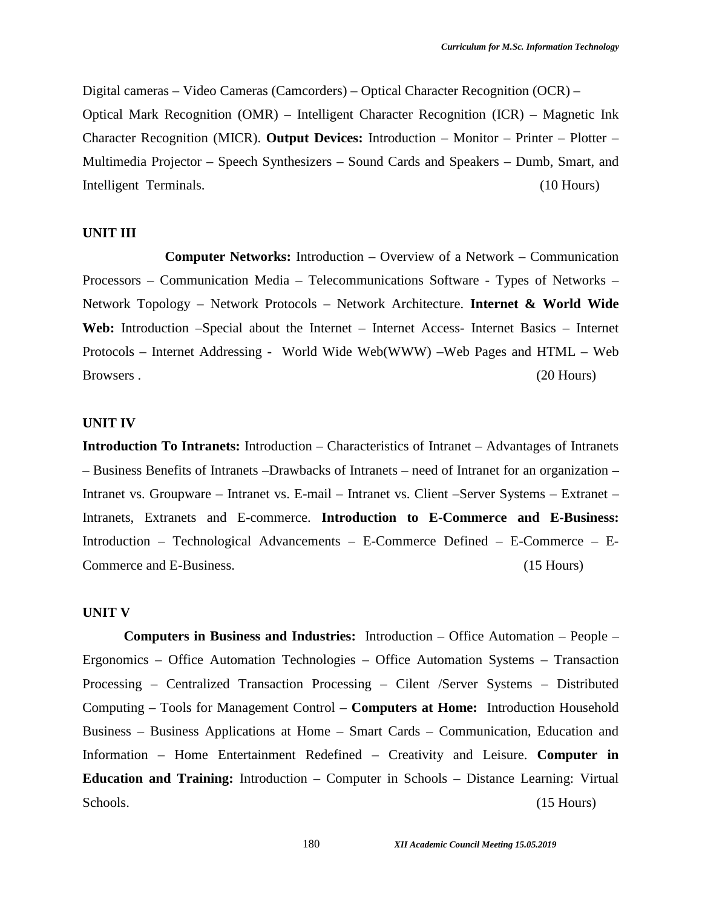Digital cameras – Video Cameras (Camcorders) – Optical Character Recognition (OCR) – Optical Mark Recognition (OMR) – Intelligent Character Recognition (ICR) – Magnetic Ink Character Recognition (MICR). **Output Devices:** Introduction – Monitor – Printer – Plotter – Multimedia Projector – Speech Synthesizers – Sound Cards and Speakers – Dumb, Smart, and Intelligent Terminals. (10 Hours)

**UNIT III**

**Computer Networks:** Introduction – Overview of a Network – Communication Processors – Communication Media – Telecommunications Software - Types of Networks – Network Topology – Network Protocols – Network Architecture. **Internet & World Wide Web:** Introduction –Special about the Internet – Internet Access- Internet Basics – Internet Protocols – Internet Addressing - World Wide Web(WWW) –Web Pages and HTML – Web Browsers . (20 Hours)

**UNIT IV**

**Introduction To Intranets:** Introduction – Characteristics of Intranet – Advantages of Intranets – Business Benefits of Intranets –Drawbacks of Intranets – need of Intranet for an organization **–** Intranet vs. Groupware – Intranet vs. E-mail – Intranet vs. Client –Server Systems – Extranet – Intranets, Extranets and E-commerce. **Introduction to E-Commerce and E-Business:** Introduction – Technological Advancements – E-Commerce Defined – E-Commerce – E-Commerce and E-Business. (15 Hours)

**UNIT V**

**Computers in Business and Industries:** Introduction – Office Automation – People – Ergonomics – Office Automation Technologies – Office Automation Systems – Transaction Processing – Centralized Transaction Processing – Cilent /Server Systems – Distributed Computing – Tools for Management Control – **Computers at Home:** Introduction Household Business – Business Applications at Home – Smart Cards – Communication, Education and Information – Home Entertainment Redefined – Creativity and Leisure. **Computer in Education and Training:** Introduction – Computer in Schools – Distance Learning: Virtual Schools. (15 Hours)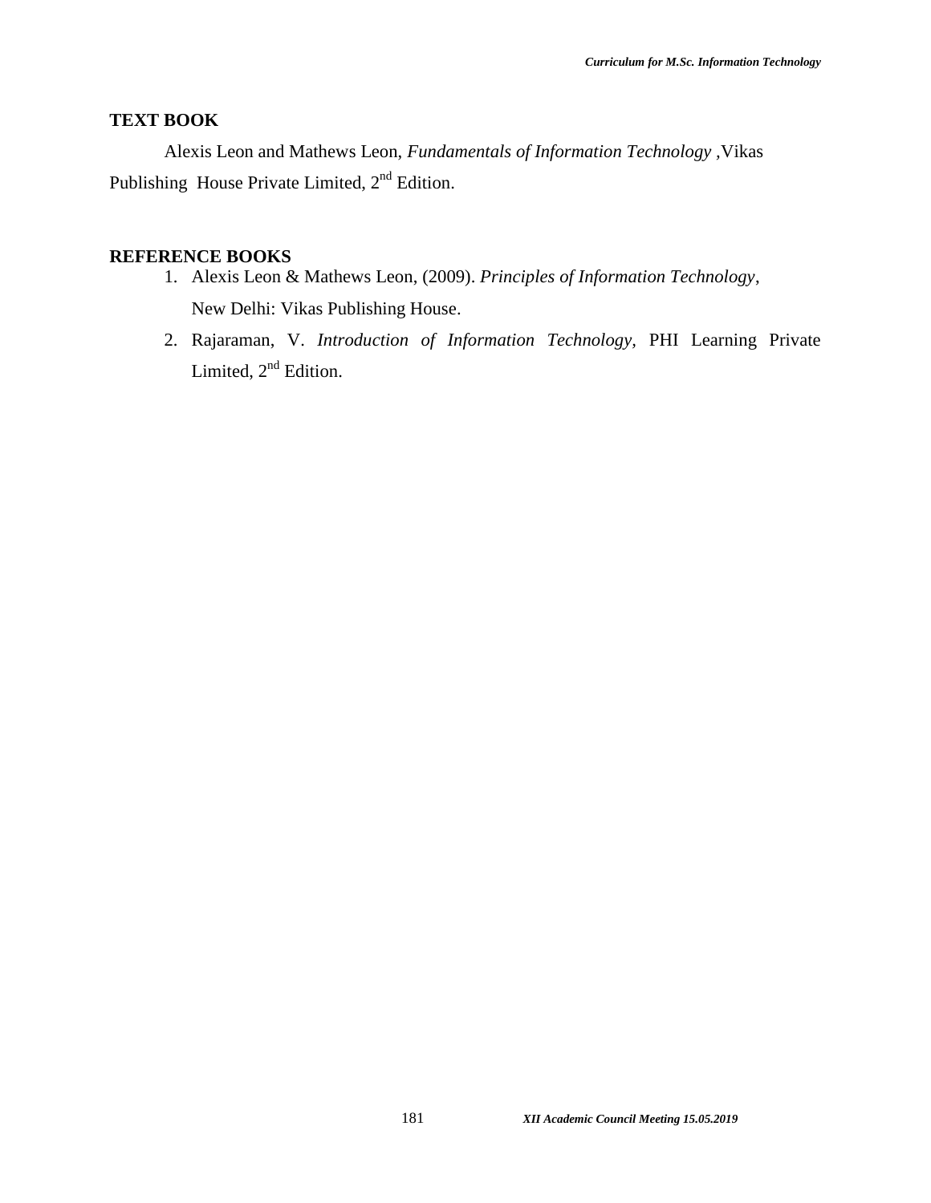## TEXT BOOK

Alexis Leon and Mathews Leon, *Fundamentals of Information Technology* ,Vikas Publishing House Private Limited, 2nd Edition.

## REFERENCE BOOKS

1. Alexis Leon & Mathews Leon, (2009). *Principles of Information Technology*, New Delhi: Vikas Publishing House.
2. Rajaraman, V. *Introduction of Information Technology,* PHI Learning Private Limited, 2nd Edition.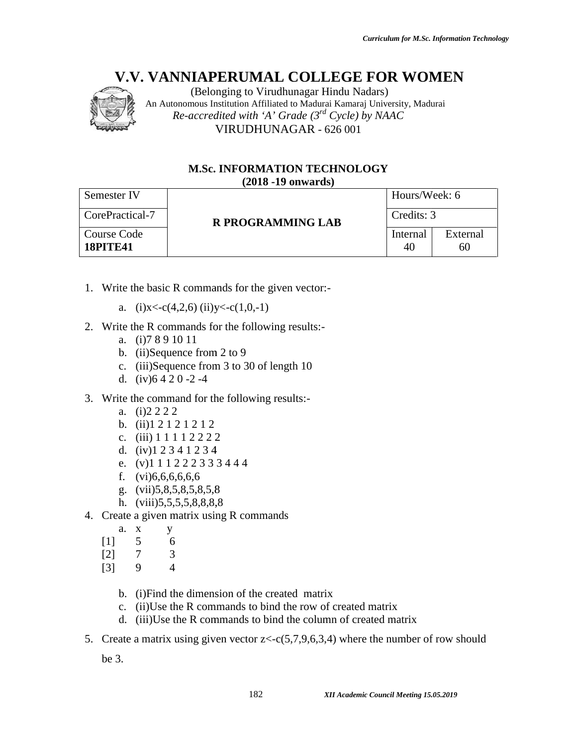# V.V. VANNIAPERUMAL COLLEGE FOR WOMEN

(Belonging to Virudhunagar Hindu Nadars)
An Autonomous Institution Affiliated to Madurai Kamaraj University, Madurai
*Re-accredited with 'A' Grade (3rd Cycle) by NAAC*
VIRUDHUNAGAR - 626 001

## M.Sc. INFORMATION TECHNOLOGY
**(2018 -19 onwards)**

| Semester IV | **R PROGRAMMING LAB** | Hours/Week: 6 | |
|---|---|---|---|
| CorePractical-7 | | Credits: 3 | |
| Course Code **18PITE41** | | Internal 40 | External 60 |

1. Write the basic R commands for the given vector:-
    a. (i)x<-c(4,2,6) (ii)y<-c(1,0,-1)
2. Write the R commands for the following results:-
    a. (i)7 8 9 10 11
    b. (ii)Sequence from 2 to 9
    c. (iii)Sequence from 3 to 30 of length 10
    d. (iv)6 4 2 0 -2 -4
3. Write the command for the following results:-
    a. (i)2 2 2 2
    b. (ii)1 2 1 2 1 2 1 2
    c. (iii) 1 1 1 1 2 2 2 2
    d. (iv)1 2 3 4 1 2 3 4
    e. (v)1 1 1 2 2 2 3 3 3 4 4 4
    f. (vi)6,6,6,6,6,6
    g. (vii)5,8,5,8,5,8,5,8
    h. (viii)5,5,5,5,8,8,8,8
4. Create a given matrix using R commands
    a.

```
     x    y
[1]  5    6
[2]  7    3
[3]  9    4
```

    b. (i)Find the dimension of the created matrix
    c. (ii)Use the R commands to bind the row of created matrix
    d. (iii)Use the R commands to bind the column of created matrix
5. Create a matrix using given vector z<-c(5,7,9,6,3,4) where the number of row should be 3.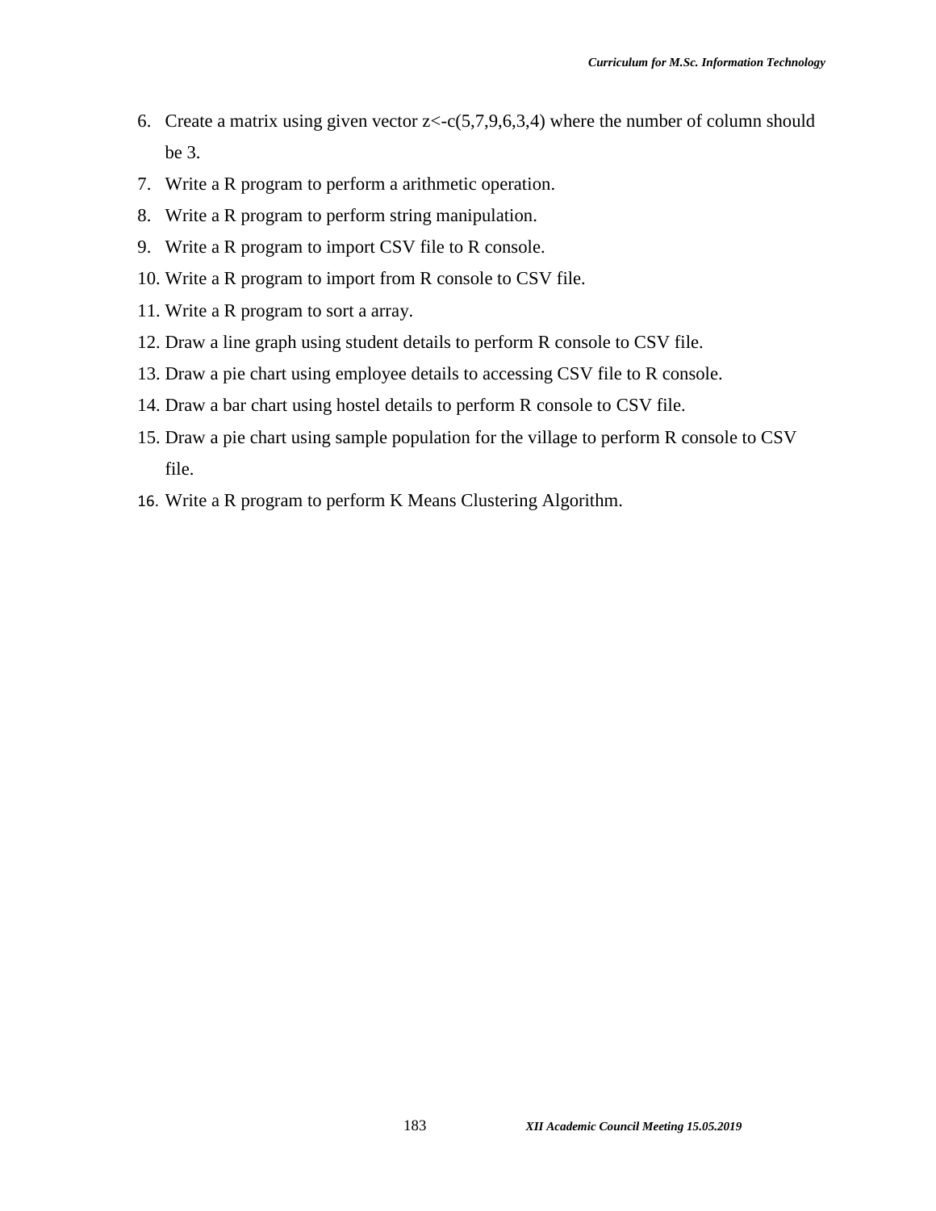6. Create a matrix using given vector z<-c(5,7,9,6,3,4) where the number of column should be 3.
7. Write a R program to perform a arithmetic operation.
8. Write a R program to perform string manipulation.
9. Write a R program to import CSV file to R console.
10. Write a R program to import from R console to CSV file.
11. Write a R program to sort a array.
12. Draw a line graph using student details to perform R console to CSV file.
13. Draw a pie chart using employee details to accessing CSV file to R console.
14. Draw a bar chart using hostel details to perform R console to CSV file.
15. Draw a pie chart using sample population for the village to perform R console to CSV file.
16. Write a R program to perform K Means Clustering Algorithm.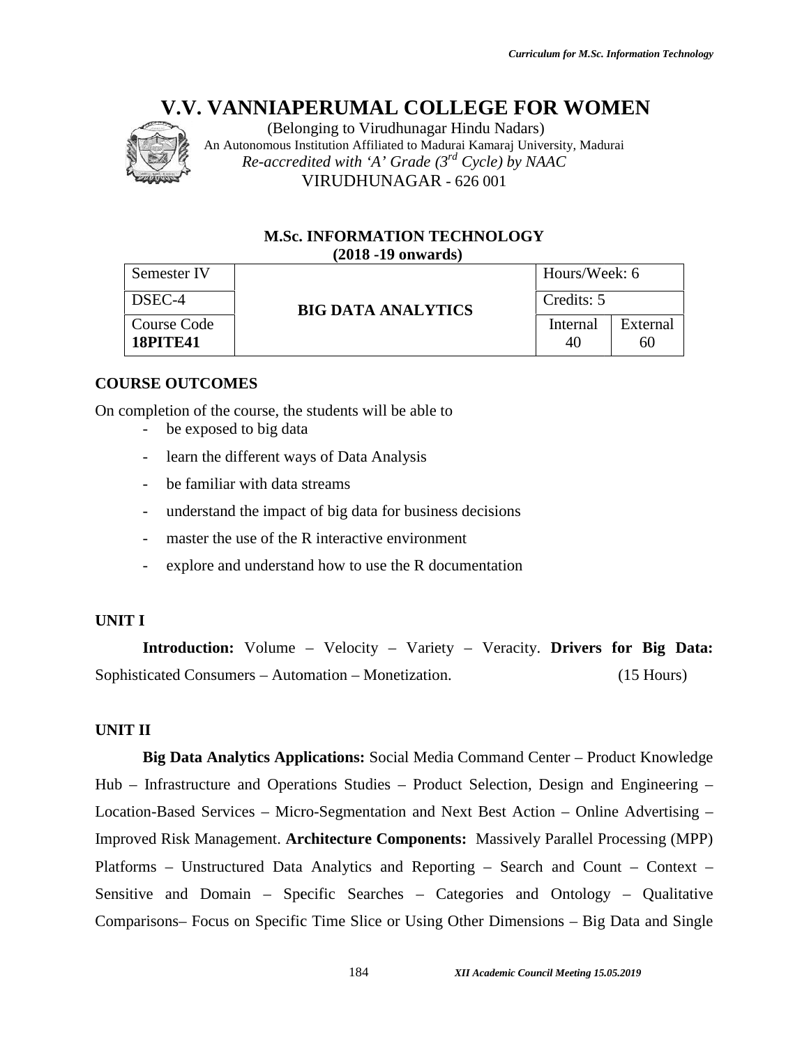# V.V. VANNIAPERUMAL COLLEGE FOR WOMEN

(Belonging to Virudhunagar Hindu Nadars)
An Autonomous Institution Affiliated to Madurai Kamaraj University, Madurai
*Re-accredited with 'A' Grade (3rd Cycle) by NAAC*
VIRUDHUNAGAR - 626 001

## M.Sc. INFORMATION TECHNOLOGY
**(2018 -19 onwards)**

| Semester IV | BIG DATA ANALYTICS | Hours/Week: 6 | |
|---|---|---|---|
| DSEC-4 | | Credits: 5 | |
| Course Code **18PITE41** | | Internal 40 | External 60 |

**COURSE OUTCOMES**

On completion of the course, the students will be able to

- be exposed to big data
- learn the different ways of Data Analysis
- be familiar with data streams
- understand the impact of big data for business decisions
- master the use of the R interactive environment
- explore and understand how to use the R documentation

**UNIT I**

**Introduction:** Volume – Velocity – Variety – Veracity. **Drivers for Big Data:** Sophisticated Consumers – Automation – Monetization. (15 Hours)

**UNIT II**

**Big Data Analytics Applications:** Social Media Command Center – Product Knowledge Hub – Infrastructure and Operations Studies – Product Selection, Design and Engineering – Location-Based Services – Micro-Segmentation and Next Best Action – Online Advertising – Improved Risk Management. **Architecture Components:** Massively Parallel Processing (MPP) Platforms – Unstructured Data Analytics and Reporting – Search and Count – Context – Sensitive and Domain – Specific Searches – Categories and Ontology – Qualitative Comparisons– Focus on Specific Time Slice or Using Other Dimensions – Big Data and Single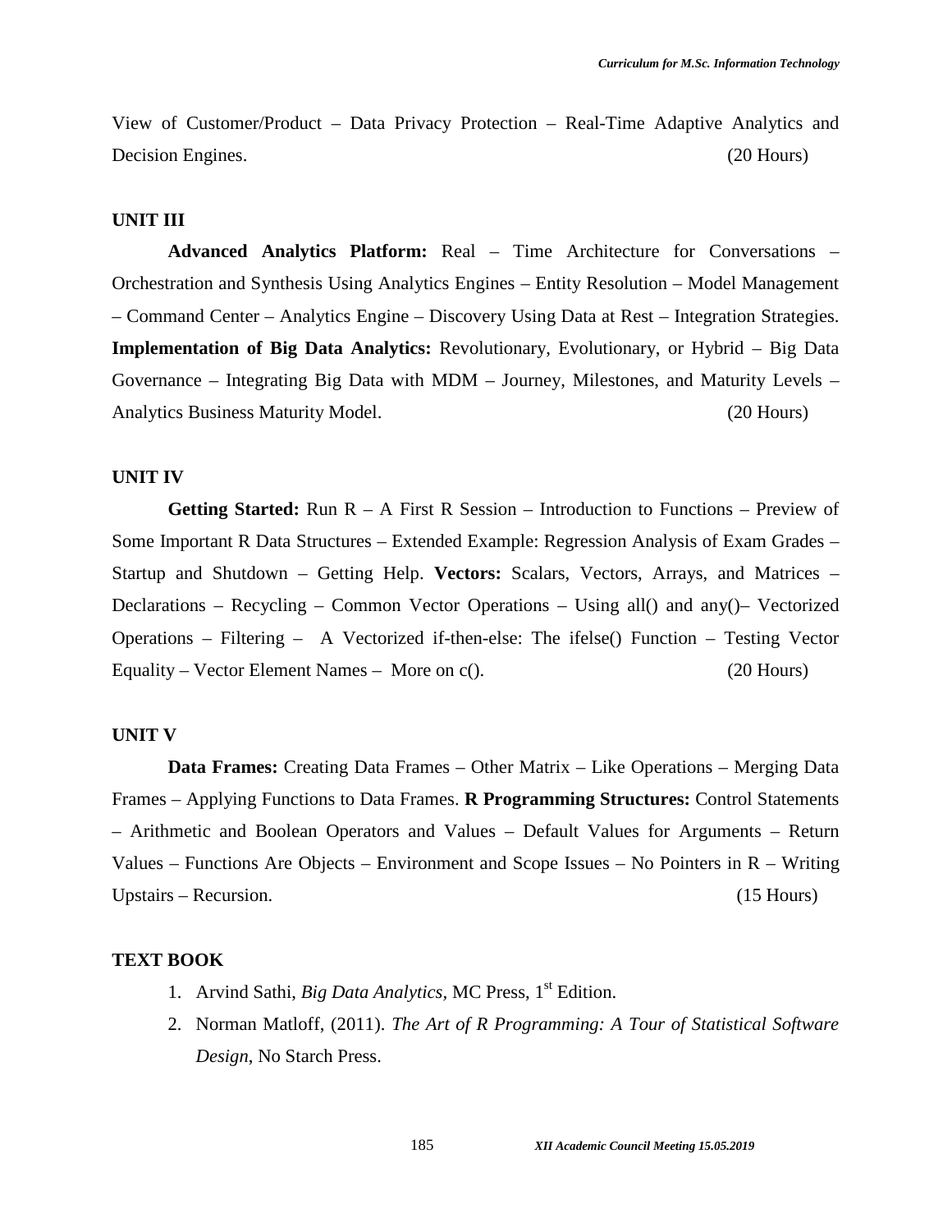View of Customer/Product – Data Privacy Protection – Real-Time Adaptive Analytics and Decision Engines. (20 Hours)

**UNIT III**

**Advanced Analytics Platform:** Real – Time Architecture for Conversations – Orchestration and Synthesis Using Analytics Engines – Entity Resolution – Model Management – Command Center – Analytics Engine – Discovery Using Data at Rest – Integration Strategies. **Implementation of Big Data Analytics:** Revolutionary, Evolutionary, or Hybrid – Big Data Governance – Integrating Big Data with MDM – Journey, Milestones, and Maturity Levels – Analytics Business Maturity Model. (20 Hours)

**UNIT IV**

**Getting Started:** Run R – A First R Session – Introduction to Functions – Preview of Some Important R Data Structures – Extended Example: Regression Analysis of Exam Grades – Startup and Shutdown – Getting Help. **Vectors:** Scalars, Vectors, Arrays, and Matrices – Declarations – Recycling – Common Vector Operations – Using all() and any()– Vectorized Operations – Filtering – A Vectorized if-then-else: The ifelse() Function – Testing Vector Equality – Vector Element Names – More on c(). (20 Hours)

**UNIT V**

**Data Frames:** Creating Data Frames – Other Matrix – Like Operations – Merging Data Frames – Applying Functions to Data Frames. **R Programming Structures:** Control Statements – Arithmetic and Boolean Operators and Values – Default Values for Arguments – Return Values – Functions Are Objects – Environment and Scope Issues – No Pointers in R – Writing Upstairs – Recursion. (15 Hours)

**TEXT BOOK**

1. Arvind Sathi, *Big Data Analytics*, MC Press, 1st Edition.
2. Norman Matloff, (2011). *The Art of R Programming: A Tour of Statistical Software Design*, No Starch Press.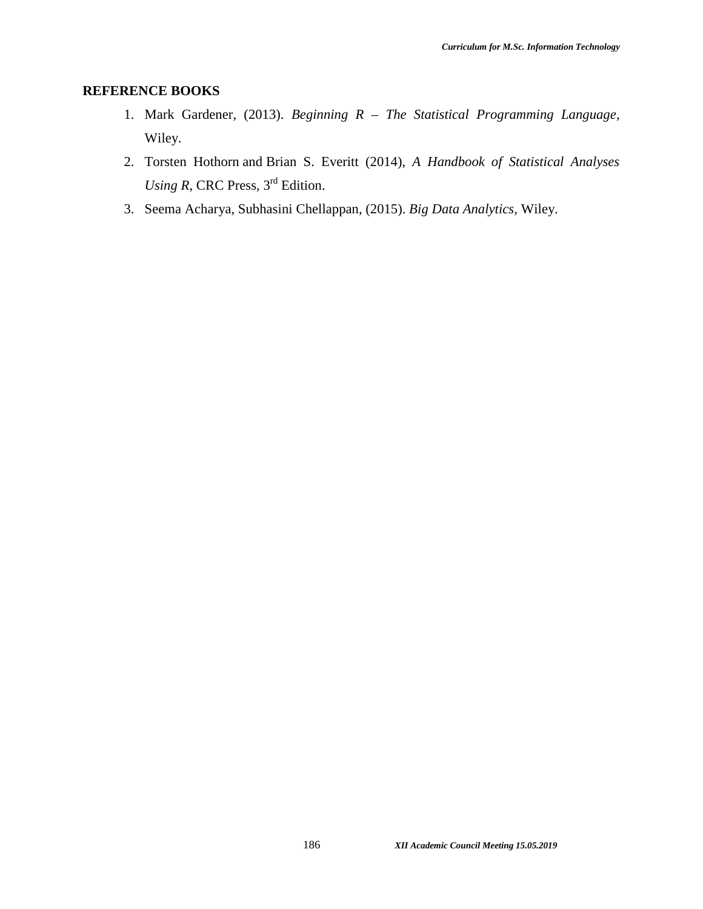**REFERENCE BOOKS**

1. Mark Gardener, (2013). *Beginning R – The Statistical Programming Language*, Wiley.
2. Torsten Hothorn and Brian S. Everitt (2014), *A Handbook of Statistical Analyses Using R*, CRC Press, 3rd Edition.
3. Seema Acharya, Subhasini Chellappan, (2015). *Big Data Analytics*, Wiley.